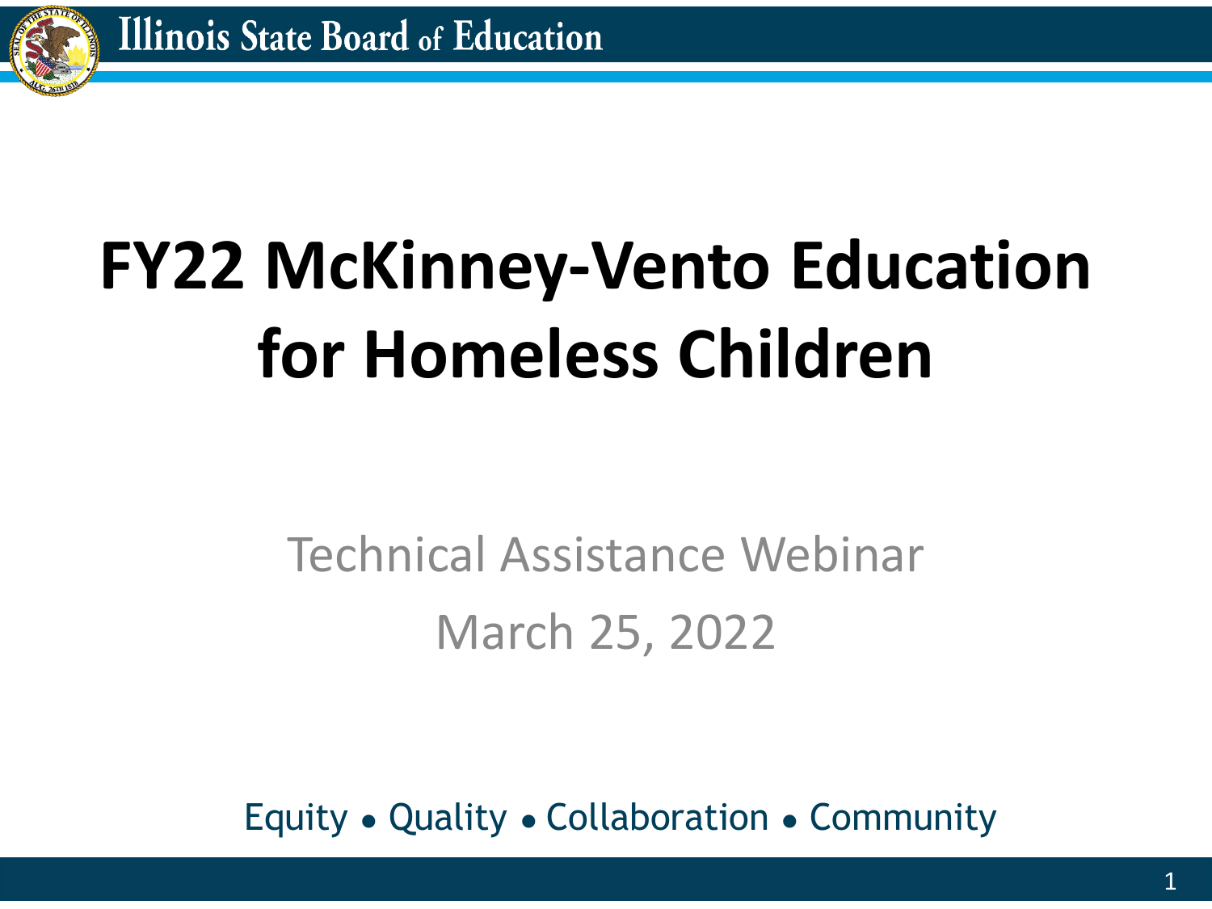Illinois State Board of Education

# FY22 McKinney-Vento Education for Homeless Children

Technical Assistance Webinar

March 25, 2022

Equity • Quality • Collaboration • Community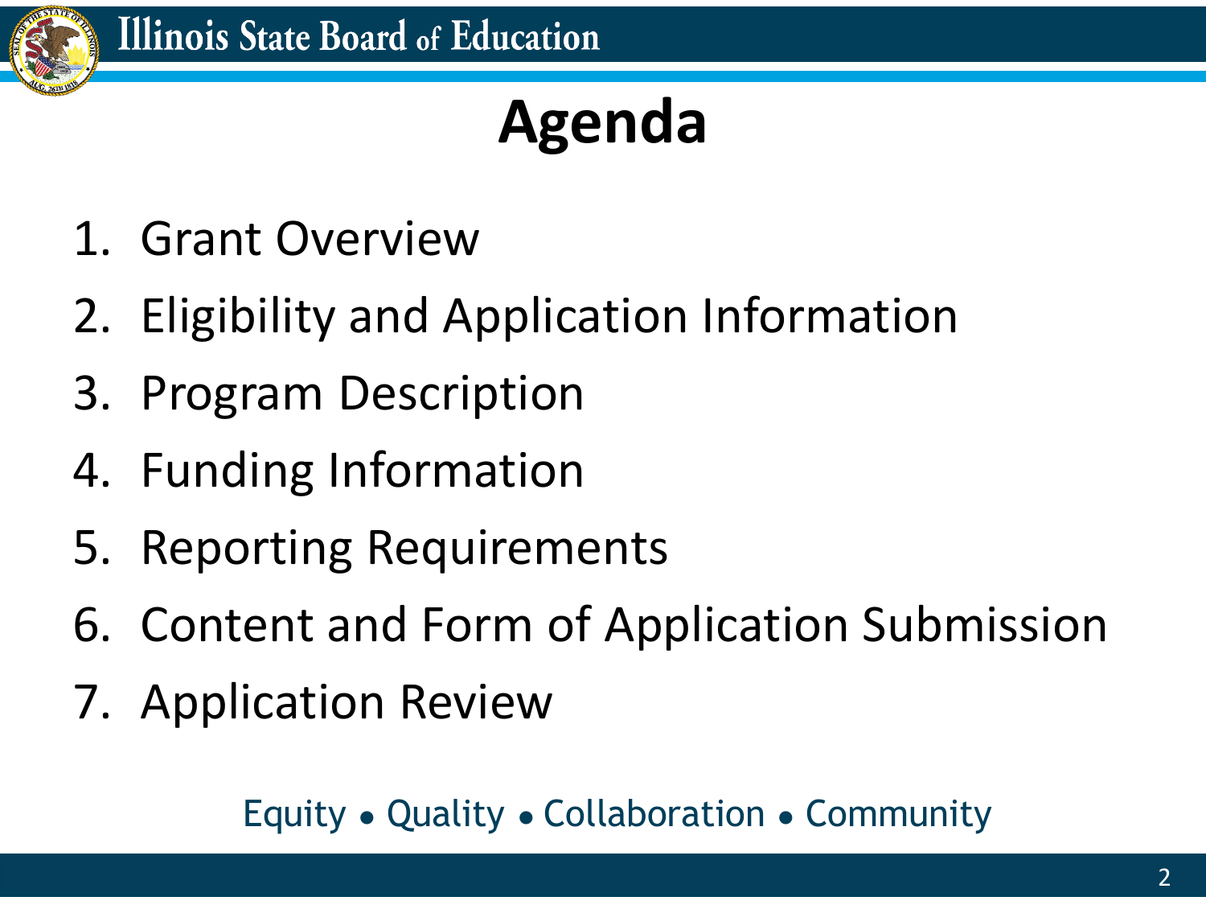# Agenda

1. Grant Overview
2. Eligibility and Application Information
3. Program Description
4. Funding Information
5. Reporting Requirements
6. Content and Form of Application Submission
7. Application Review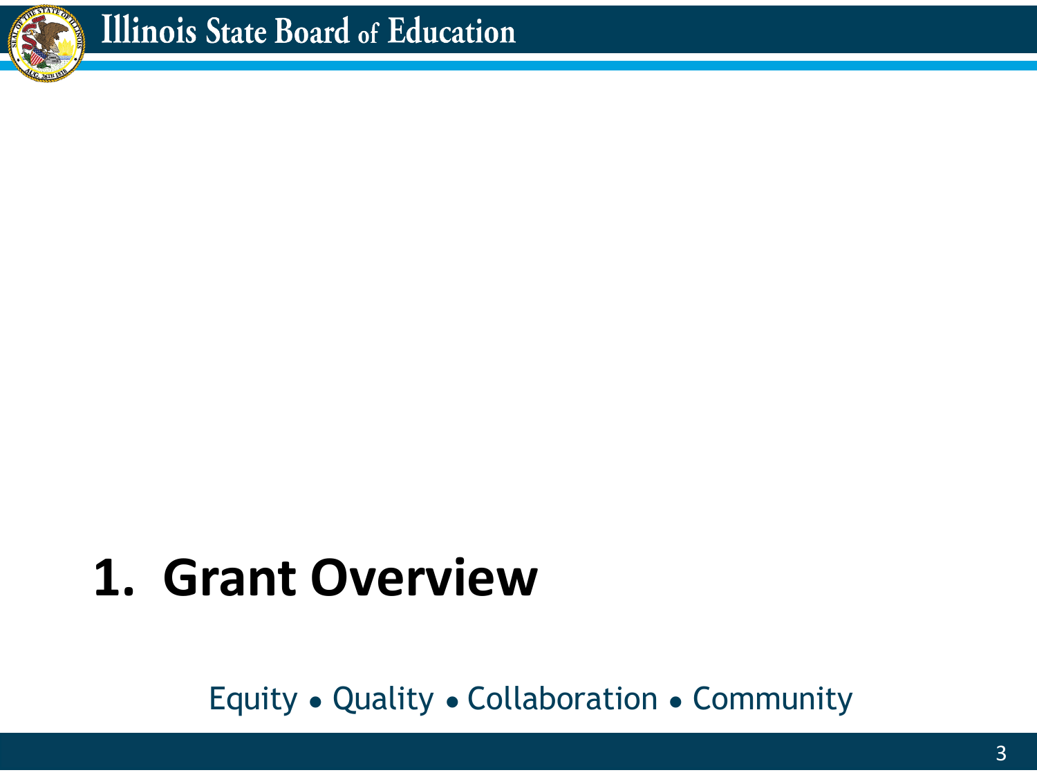# 1. Grant Overview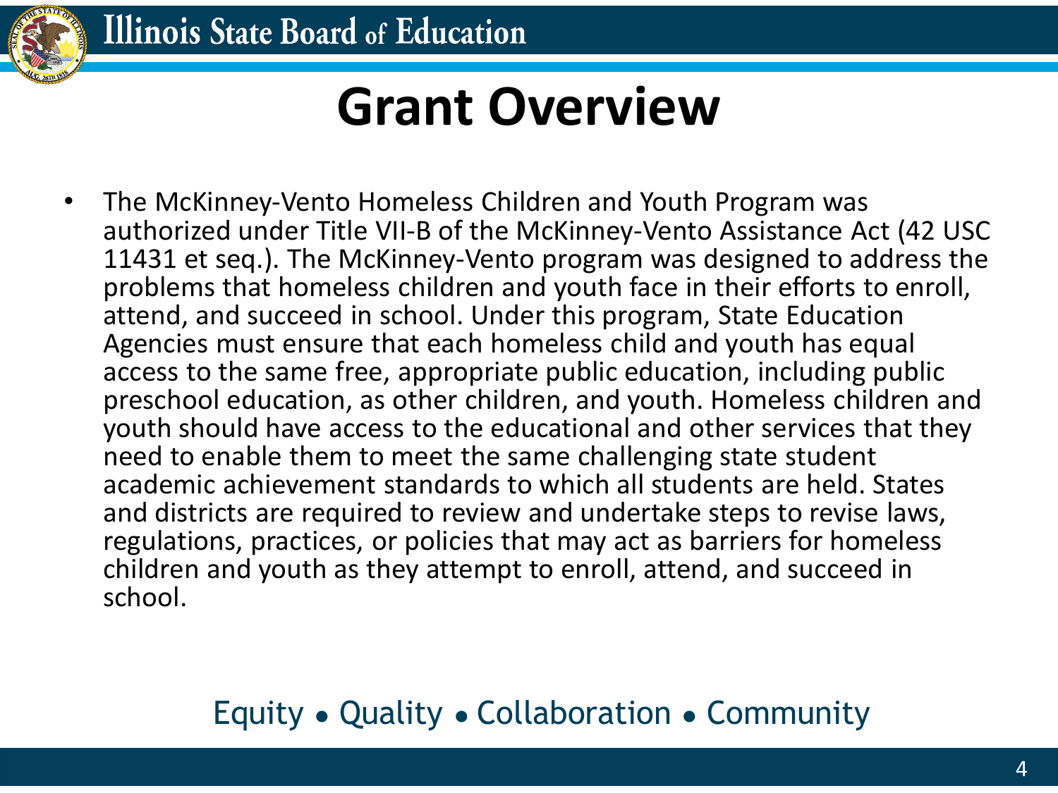# Grant Overview

- The McKinney-Vento Homeless Children and Youth Program was authorized under Title VII-B of the McKinney-Vento Assistance Act (42 USC 11431 et seq.). The McKinney-Vento program was designed to address the problems that homeless children and youth face in their efforts to enroll, attend, and succeed in school. Under this program, State Education Agencies must ensure that each homeless child and youth has equal access to the same free, appropriate public education, including public preschool education, as other children, and youth. Homeless children and youth should have access to the educational and other services that they need to enable them to meet the same challenging state student academic achievement standards to which all students are held. States and districts are required to review and undertake steps to revise laws, regulations, practices, or policies that may act as barriers for homeless children and youth as they attempt to enroll, attend, and succeed in school.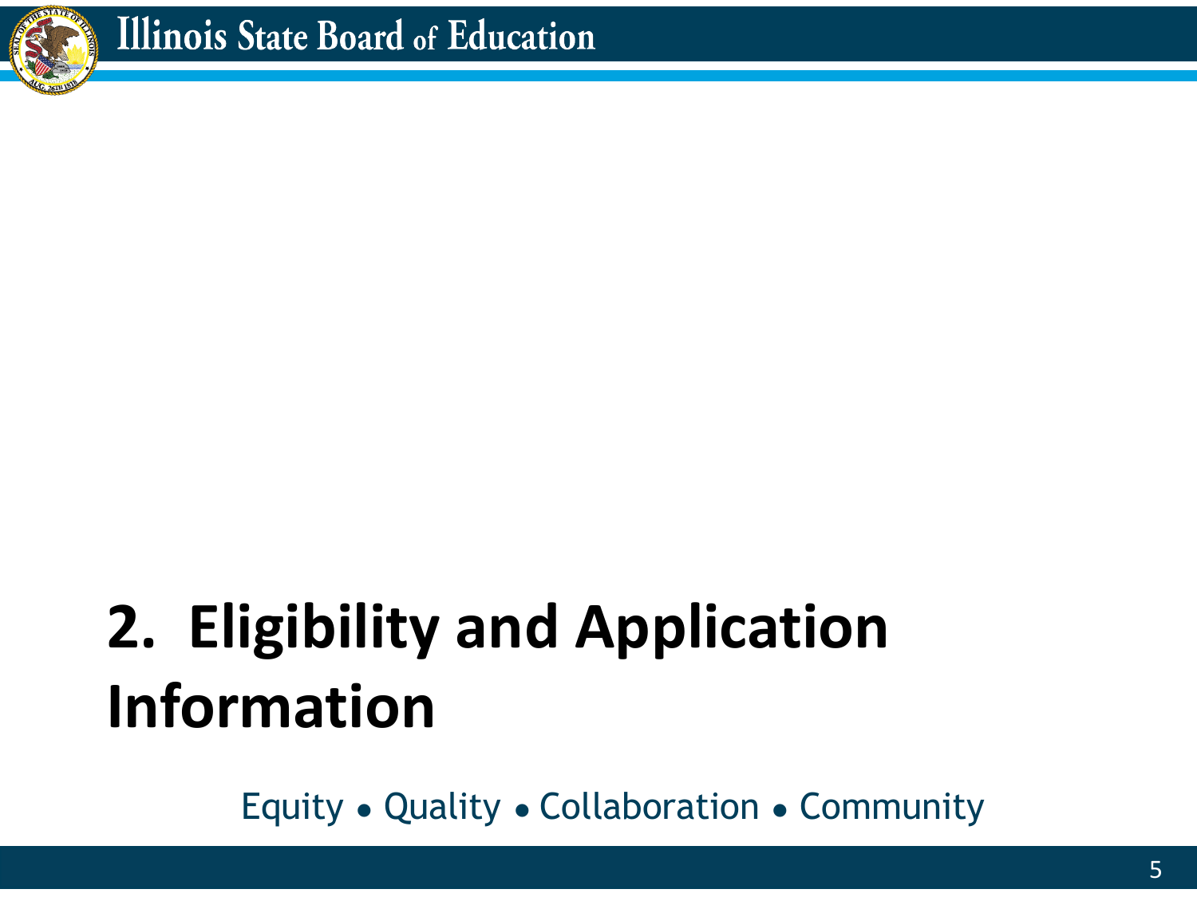# 2. Eligibility and Application Information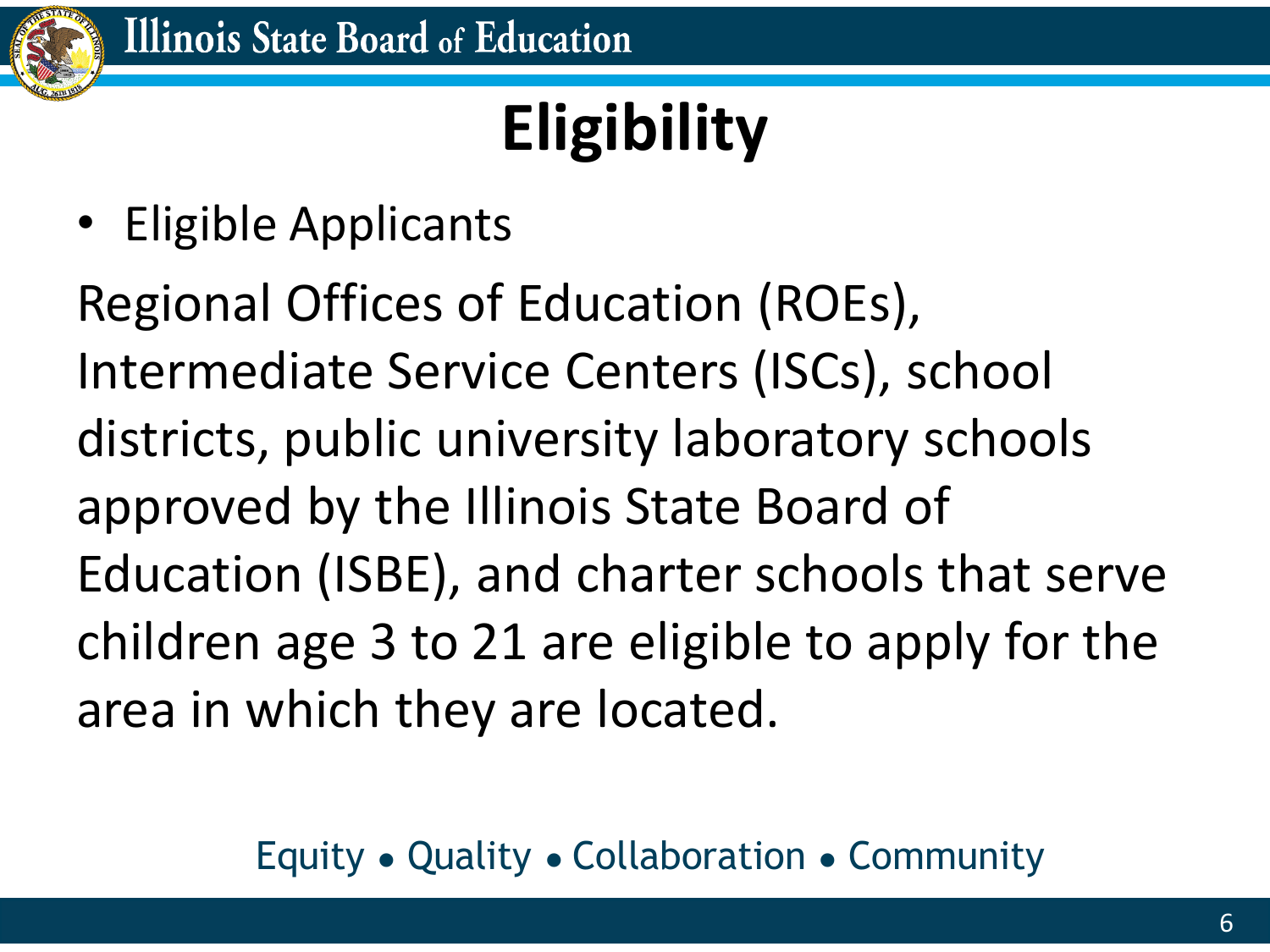# Eligibility

- Eligible Applicants

Regional Offices of Education (ROEs), Intermediate Service Centers (ISCs), school districts, public university laboratory schools approved by the Illinois State Board of Education (ISBE), and charter schools that serve children age 3 to 21 are eligible to apply for the area in which they are located.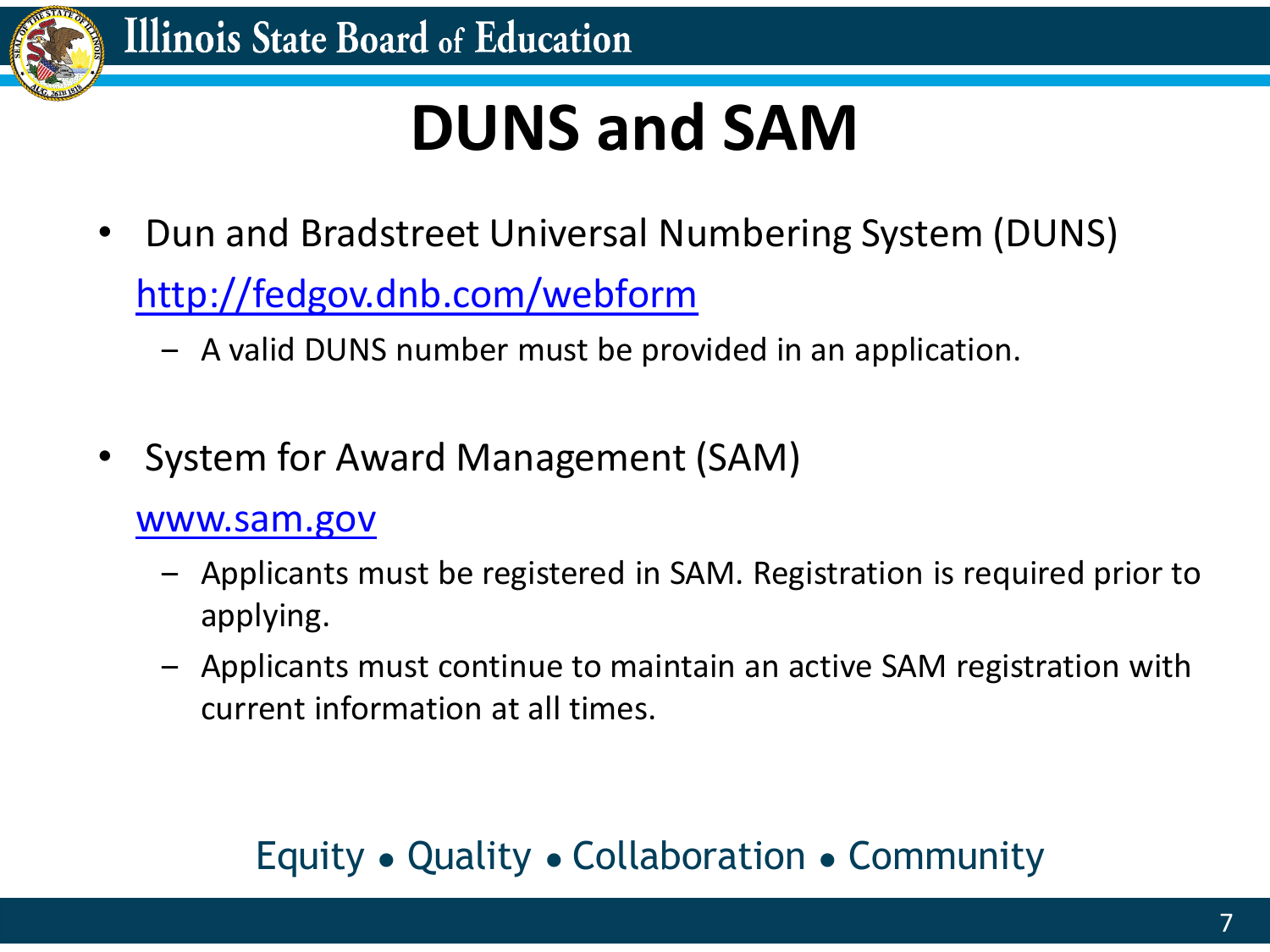# DUNS and SAM

- Dun and Bradstreet Universal Numbering System (DUNS)
  [http://fedgov.dnb.com/webform](http://fedgov.dnb.com/webform)
  - A valid DUNS number must be provided in an application.

- System for Award Management (SAM)
  [www.sam.gov](http://www.sam.gov)
  - Applicants must be registered in SAM. Registration is required prior to applying.
  - Applicants must continue to maintain an active SAM registration with current information at all times.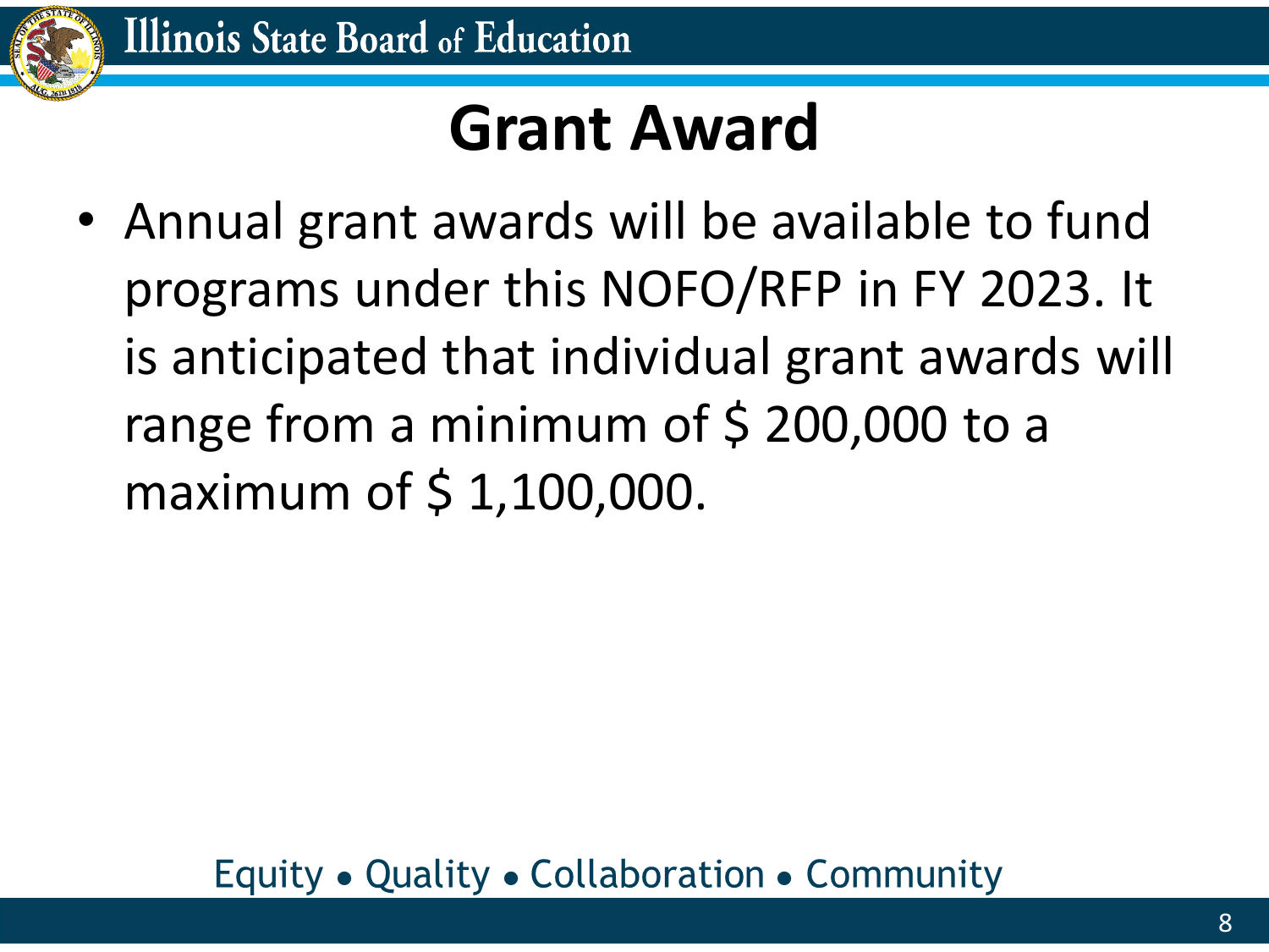# Grant Award

- Annual grant awards will be available to fund programs under this NOFO/RFP in FY 2023. It is anticipated that individual grant awards will range from a minimum of $ 200,000 to a maximum of $ 1,100,000.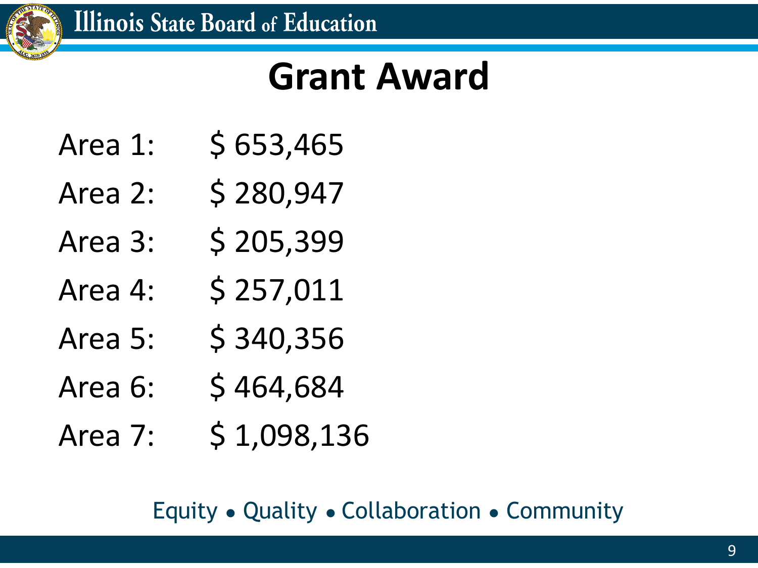# Grant Award

Area 1: $ 653,465

Area 2: $ 280,947

Area 3: $ 205,399

Area 4: $ 257,011

Area 5: $ 340,356

Area 6: $ 464,684

Area 7: $ 1,098,136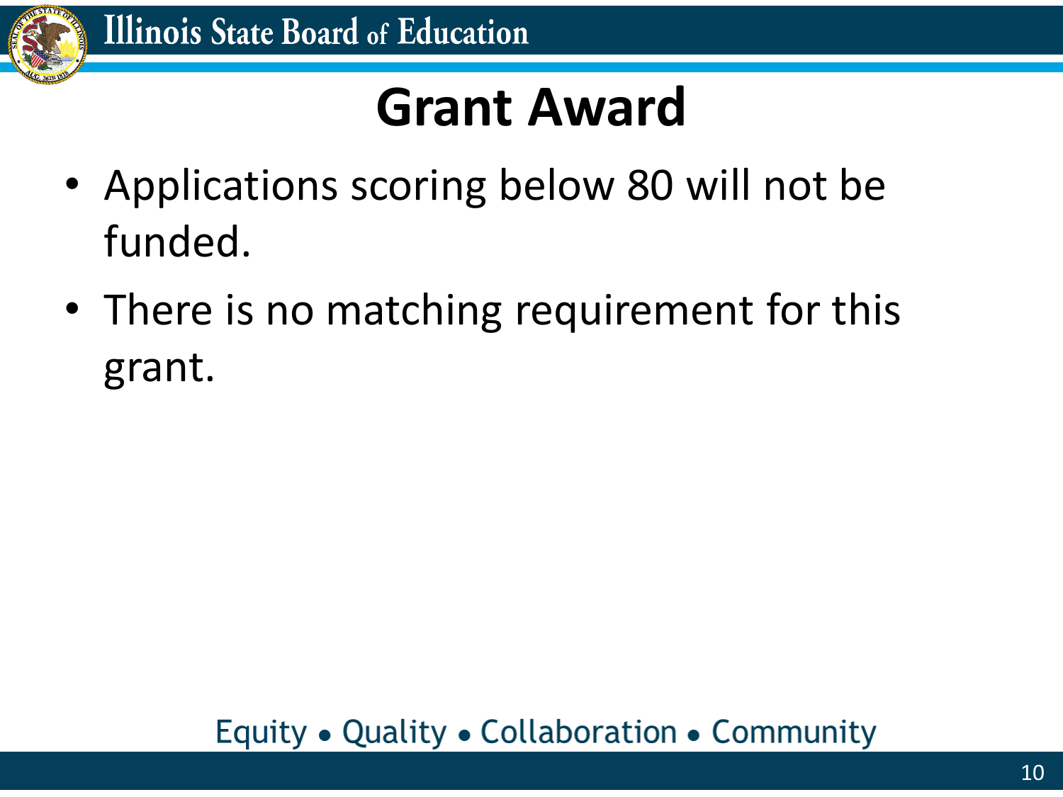# Grant Award

- Applications scoring below 80 will not be funded.
- There is no matching requirement for this grant.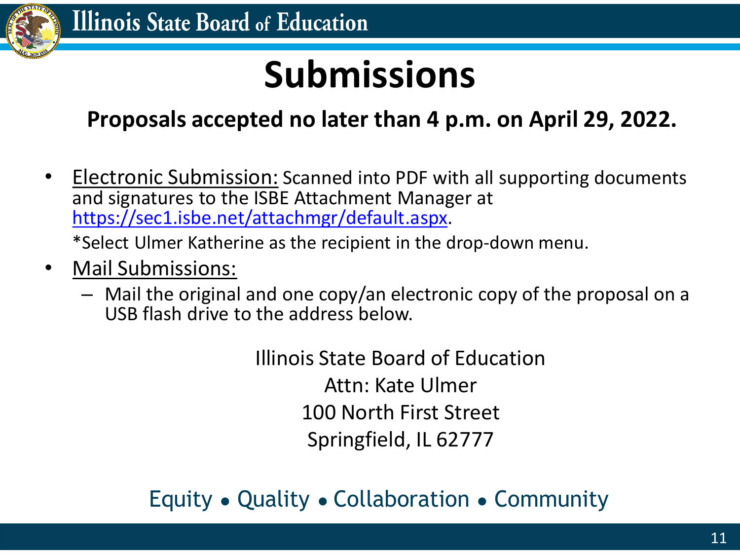# Submissions

**Proposals accepted no later than 4 p.m. on April 29, 2022.**

- Electronic Submission: Scanned into PDF with all supporting documents and signatures to the ISBE Attachment Manager at https://sec1.isbe.net/attachmgr/default.aspx.

  *Select Ulmer Katherine as the recipient in the drop-down menu.

- Mail Submissions:
  - Mail the original and one copy/an electronic copy of the proposal on a USB flash drive to the address below.

Illinois State Board of Education
Attn: Kate Ulmer
100 North First Street
Springfield, IL 62777

Equity • Quality • Collaboration • Community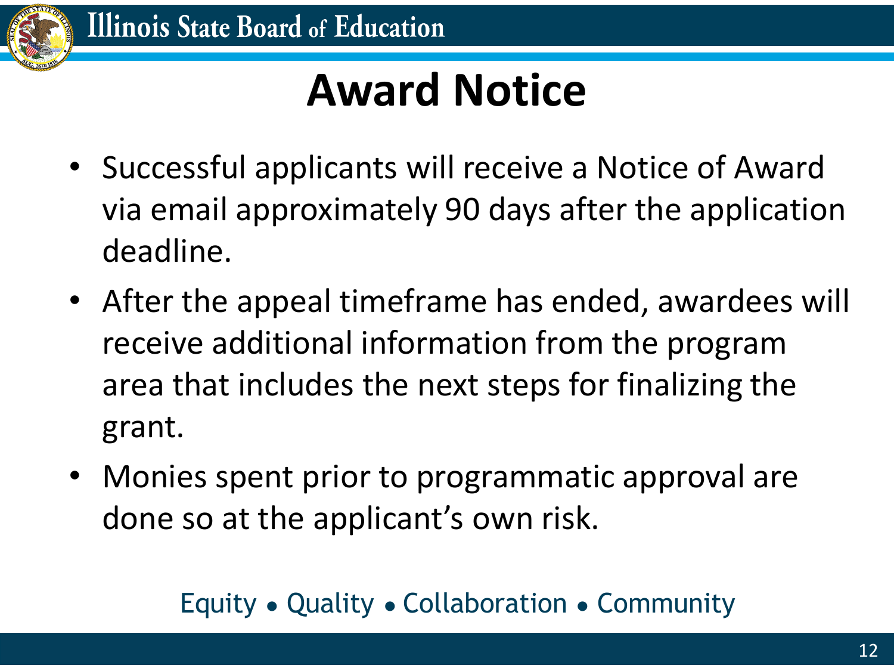# Award Notice

- Successful applicants will receive a Notice of Award via email approximately 90 days after the application deadline.
- After the appeal timeframe has ended, awardees will receive additional information from the program area that includes the next steps for finalizing the grant.
- Monies spent prior to programmatic approval are done so at the applicant's own risk.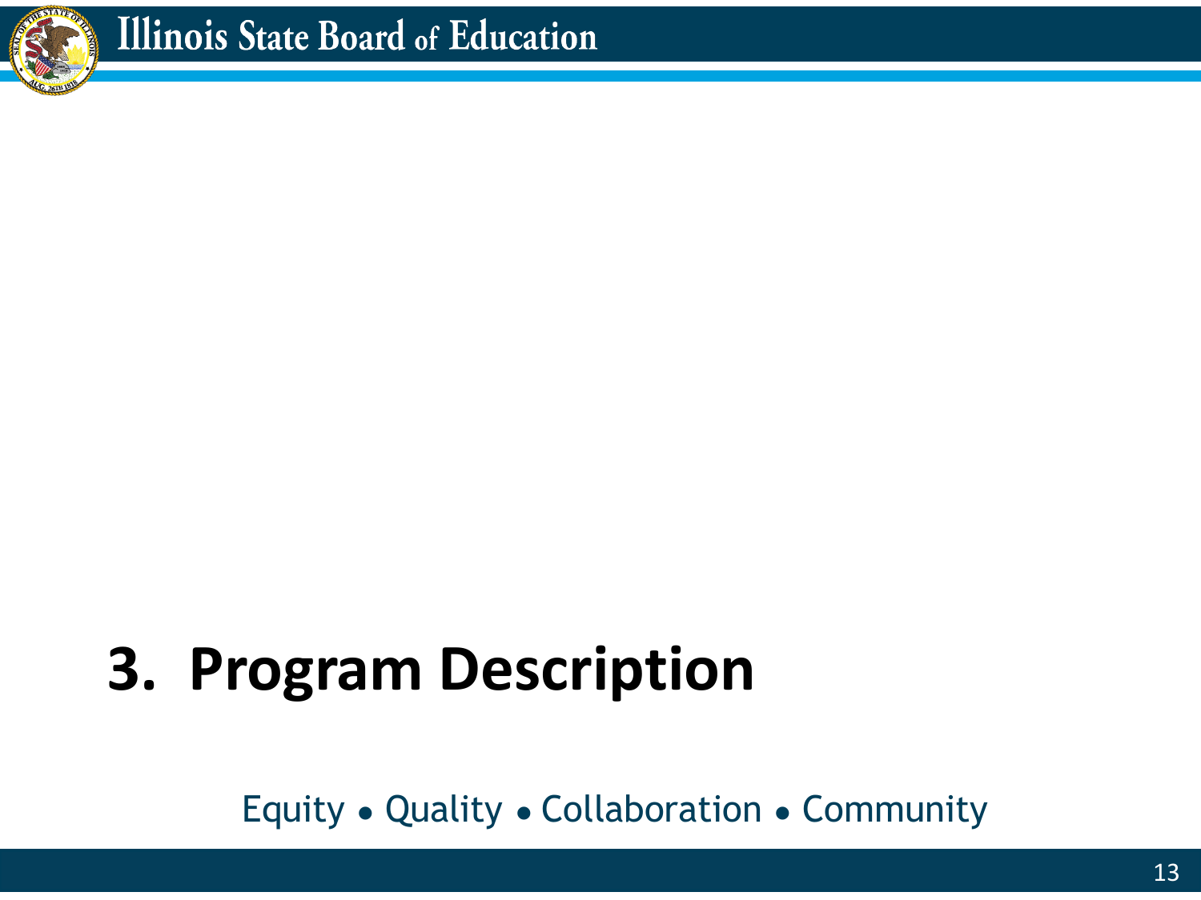# 3. Program Description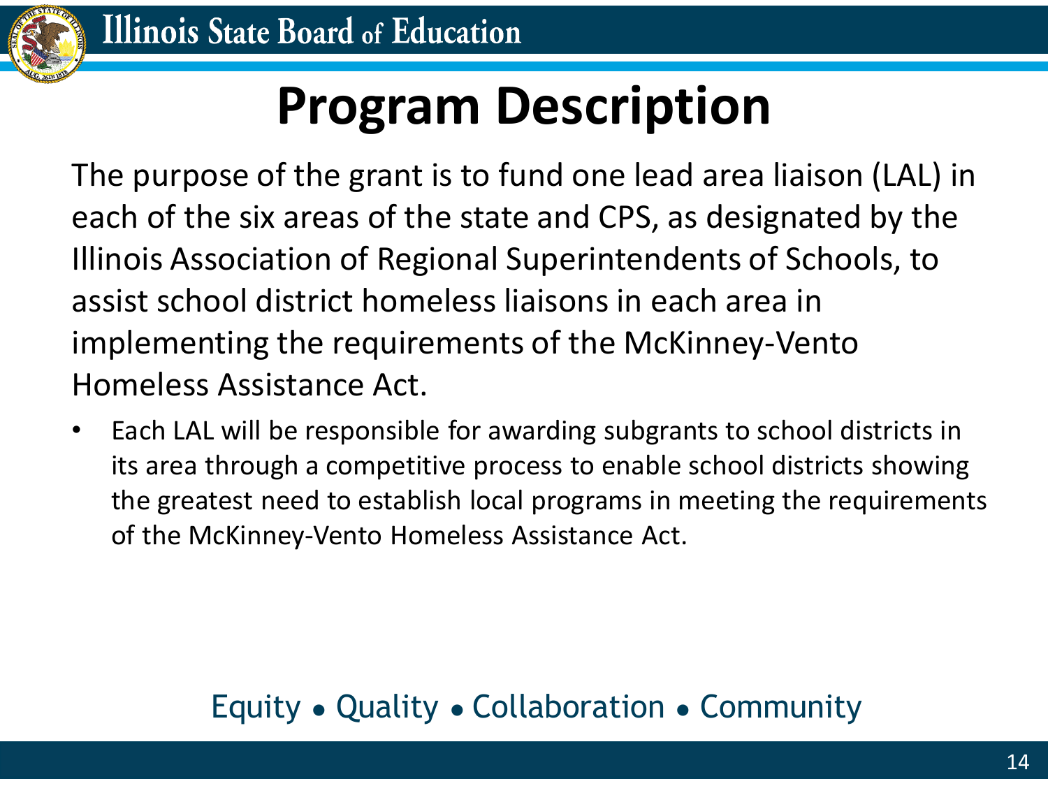# Program Description

The purpose of the grant is to fund one lead area liaison (LAL) in each of the six areas of the state and CPS, as designated by the Illinois Association of Regional Superintendents of Schools, to assist school district homeless liaisons in each area in implementing the requirements of the McKinney-Vento Homeless Assistance Act.

- Each LAL will be responsible for awarding subgrants to school districts in its area through a competitive process to enable school districts showing the greatest need to establish local programs in meeting the requirements of the McKinney-Vento Homeless Assistance Act.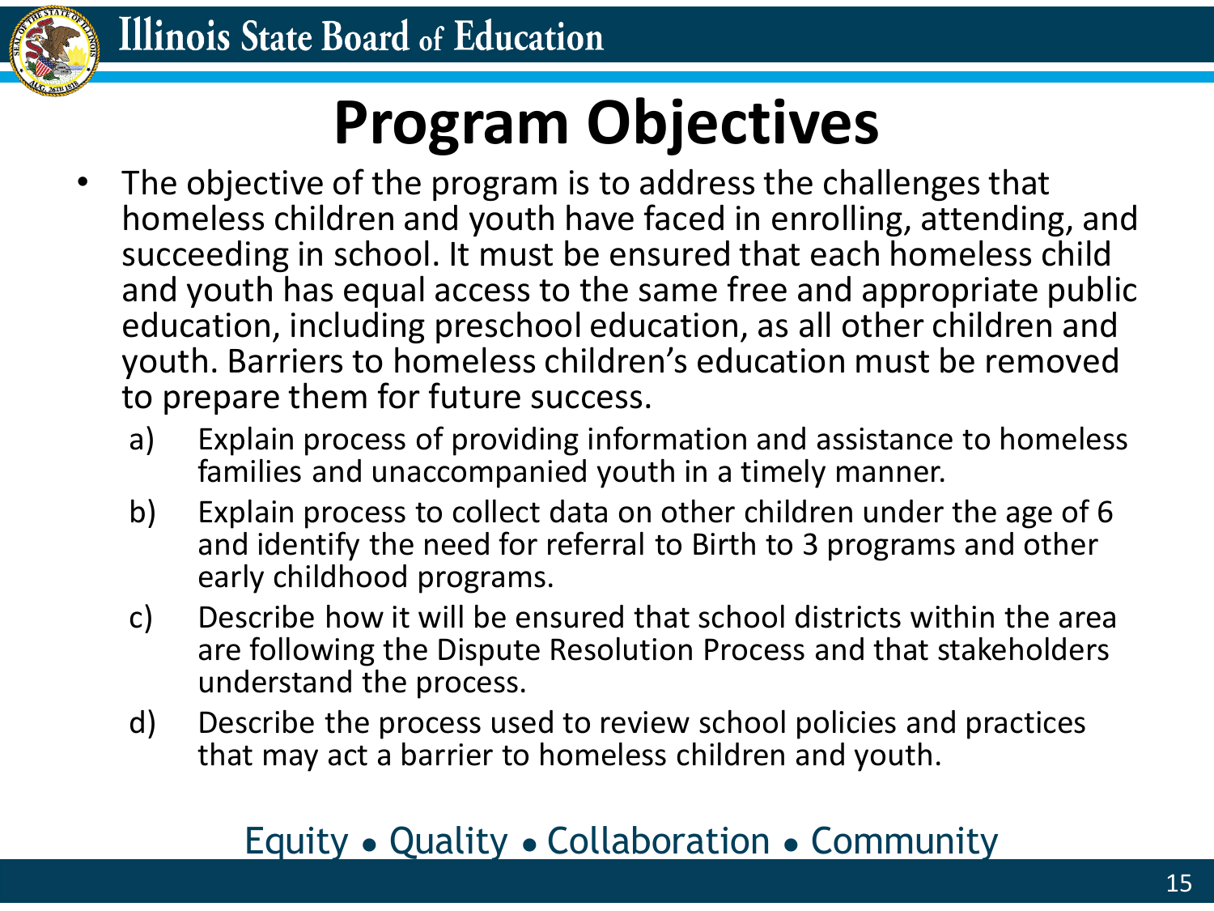# Program Objectives

- The objective of the program is to address the challenges that homeless children and youth have faced in enrolling, attending, and succeeding in school. It must be ensured that each homeless child and youth has equal access to the same free and appropriate public education, including preschool education, as all other children and youth. Barriers to homeless children's education must be removed to prepare them for future success.
  - a) Explain process of providing information and assistance to homeless families and unaccompanied youth in a timely manner.
  - b) Explain process to collect data on other children under the age of 6 and identify the need for referral to Birth to 3 programs and other early childhood programs.
  - c) Describe how it will be ensured that school districts within the area are following the Dispute Resolution Process and that stakeholders understand the process.
  - d) Describe the process used to review school policies and practices that may act a barrier to homeless children and youth.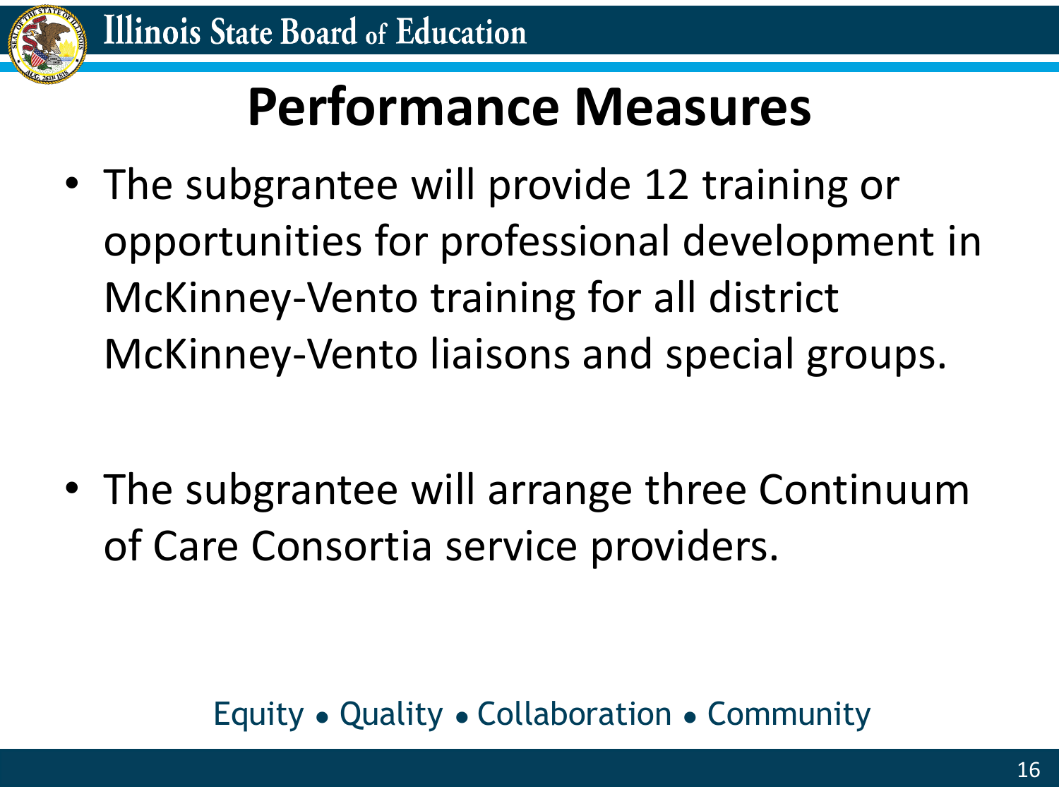# Performance Measures

- The subgrantee will provide 12 training or opportunities for professional development in McKinney-Vento training for all district McKinney-Vento liaisons and special groups.

- The subgrantee will arrange three Continuum of Care Consortia service providers.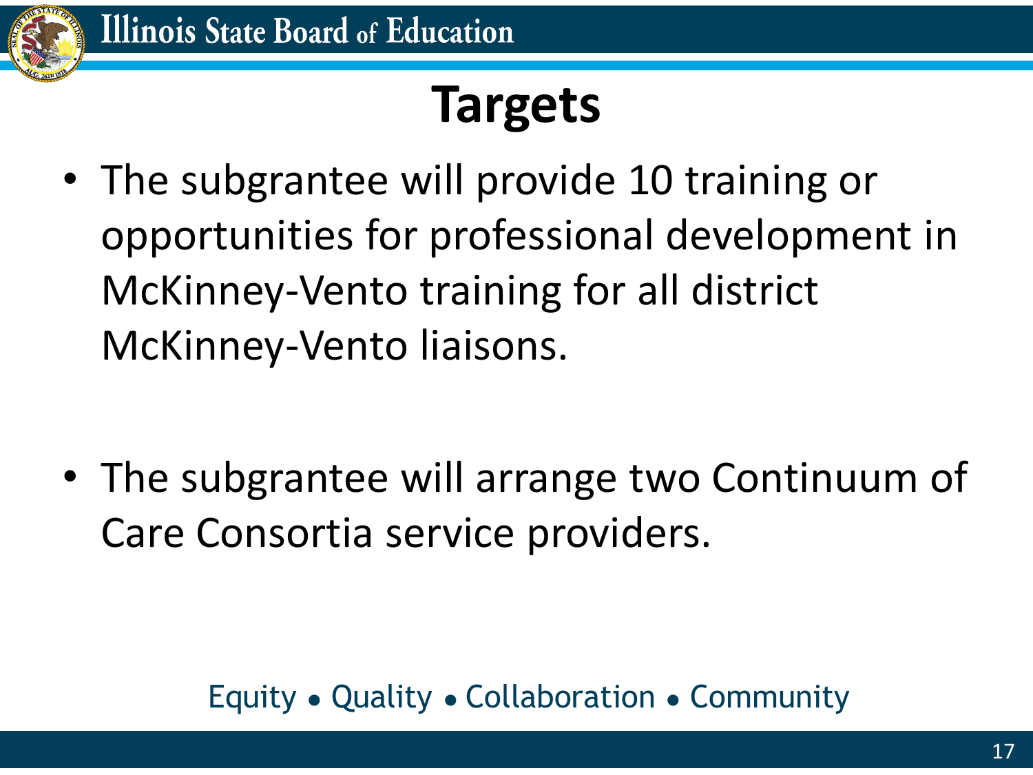# Targets

- The subgrantee will provide 10 training or opportunities for professional development in McKinney-Vento training for all district McKinney-Vento liaisons.

- The subgrantee will arrange two Continuum of Care Consortia service providers.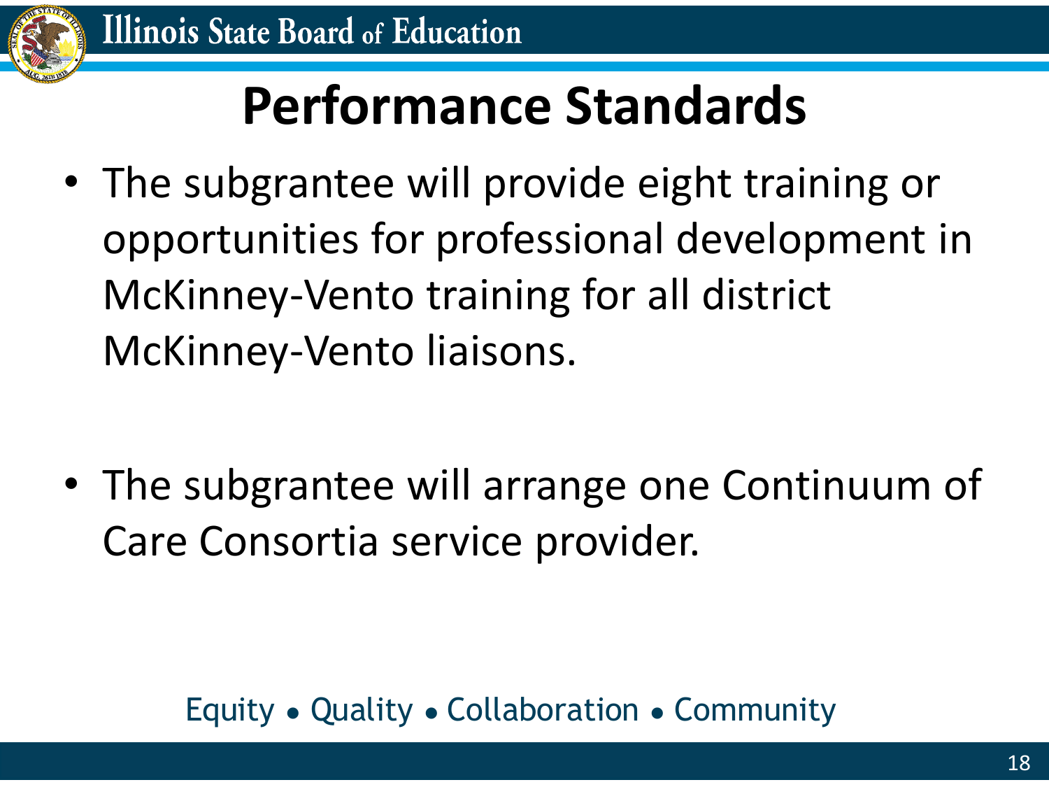# Performance Standards

- The subgrantee will provide eight training or opportunities for professional development in McKinney-Vento training for all district McKinney-Vento liaisons.

- The subgrantee will arrange one Continuum of Care Consortia service provider.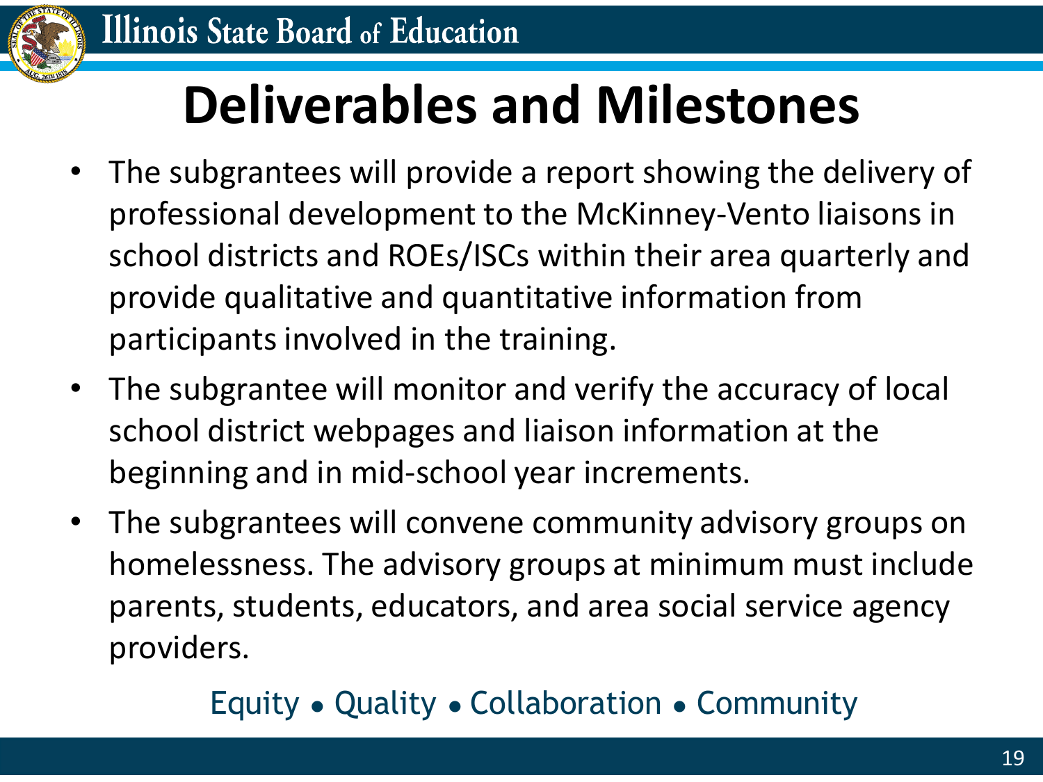# Deliverables and Milestones

- The subgrantees will provide a report showing the delivery of professional development to the McKinney-Vento liaisons in school districts and ROEs/ISCs within their area quarterly and provide qualitative and quantitative information from participants involved in the training.
- The subgrantee will monitor and verify the accuracy of local school district webpages and liaison information at the beginning and in mid-school year increments.
- The subgrantees will convene community advisory groups on homelessness. The advisory groups at minimum must include parents, students, educators, and area social service agency providers.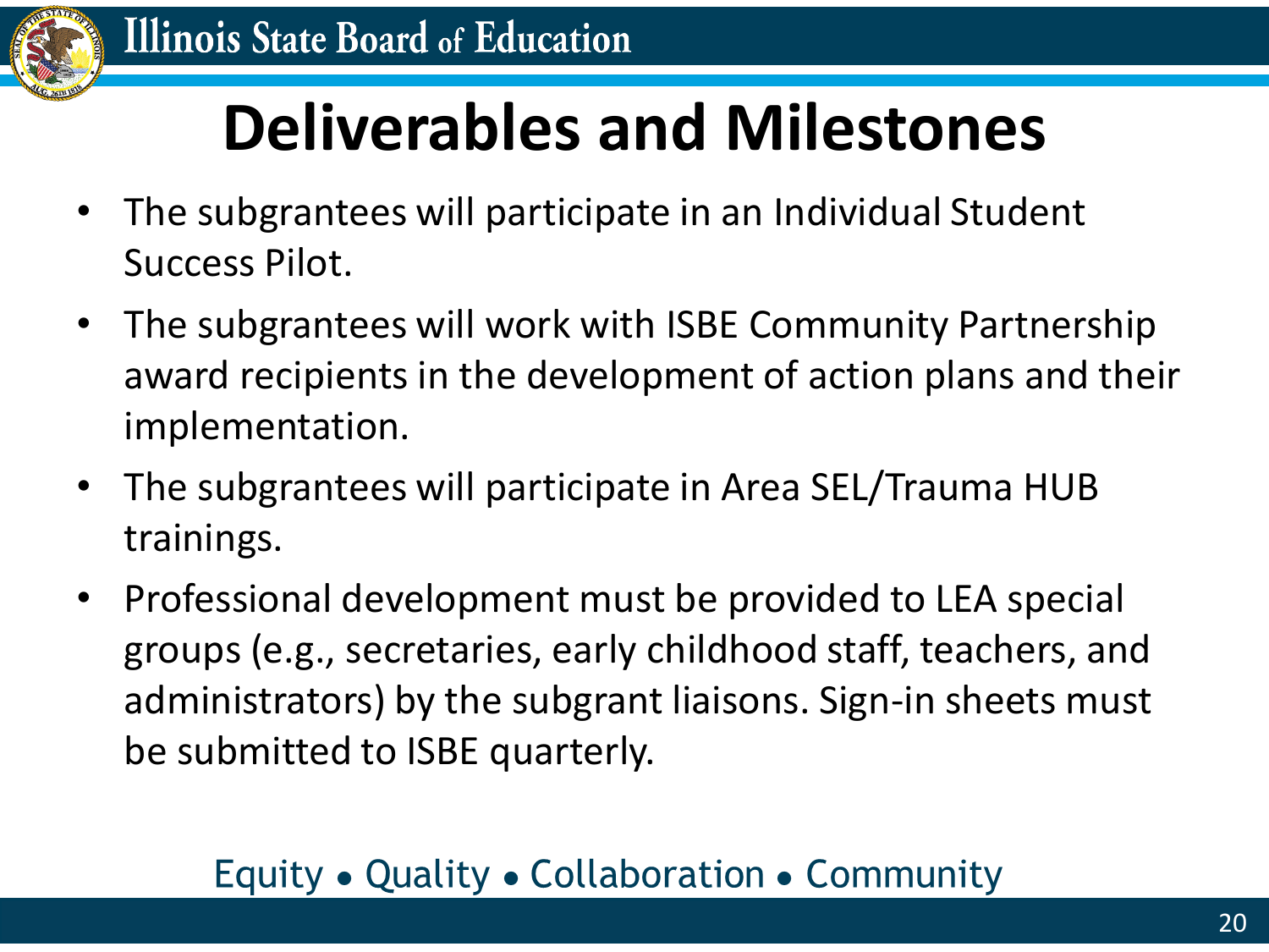# Deliverables and Milestones

- The subgrantees will participate in an Individual Student Success Pilot.
- The subgrantees will work with ISBE Community Partnership award recipients in the development of action plans and their implementation.
- The subgrantees will participate in Area SEL/Trauma HUB trainings.
- Professional development must be provided to LEA special groups (e.g., secretaries, early childhood staff, teachers, and administrators) by the subgrant liaisons. Sign-in sheets must be submitted to ISBE quarterly.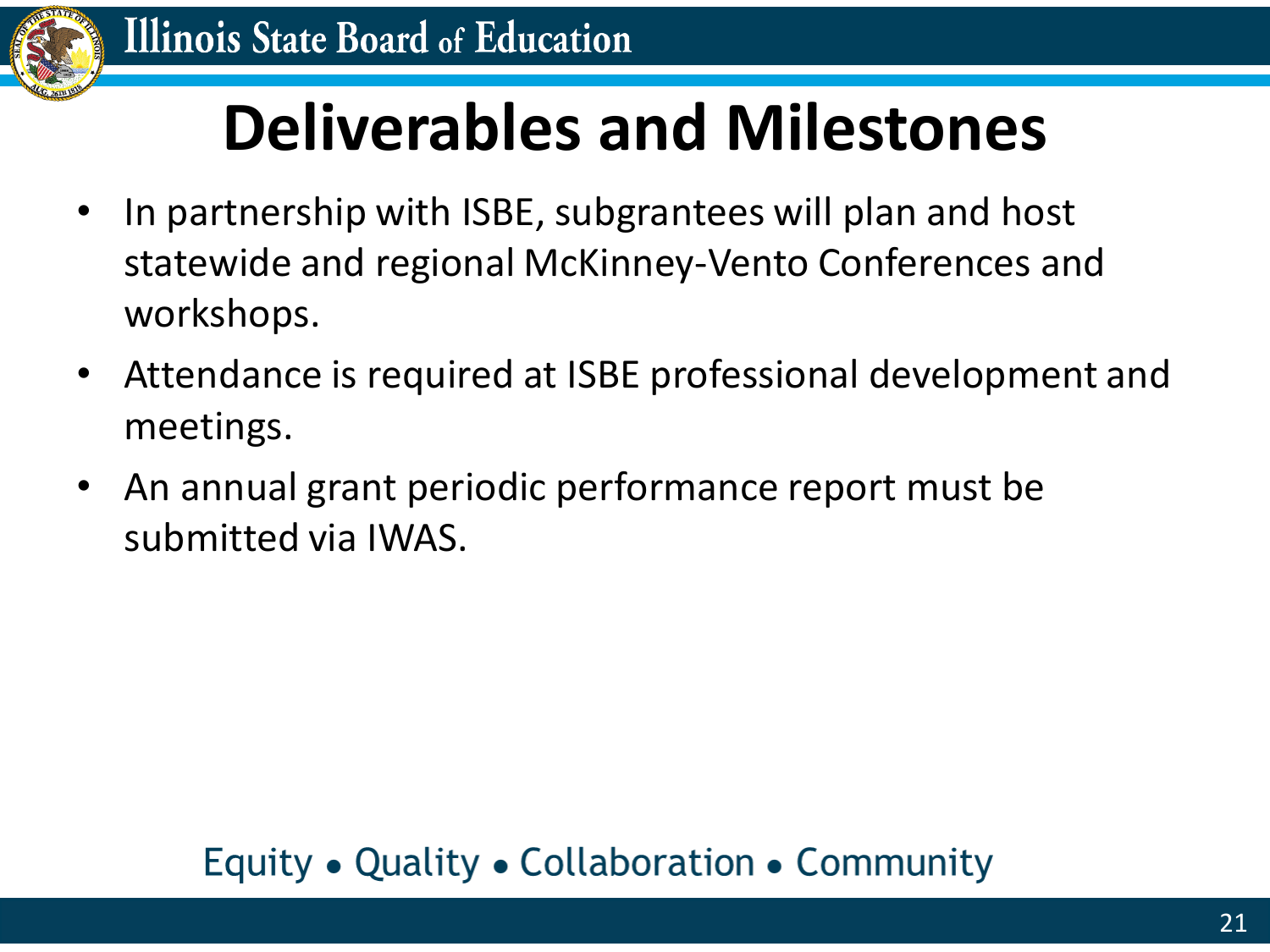# Deliverables and Milestones

- In partnership with ISBE, subgrantees will plan and host statewide and regional McKinney-Vento Conferences and workshops.
- Attendance is required at ISBE professional development and meetings.
- An annual grant periodic performance report must be submitted via IWAS.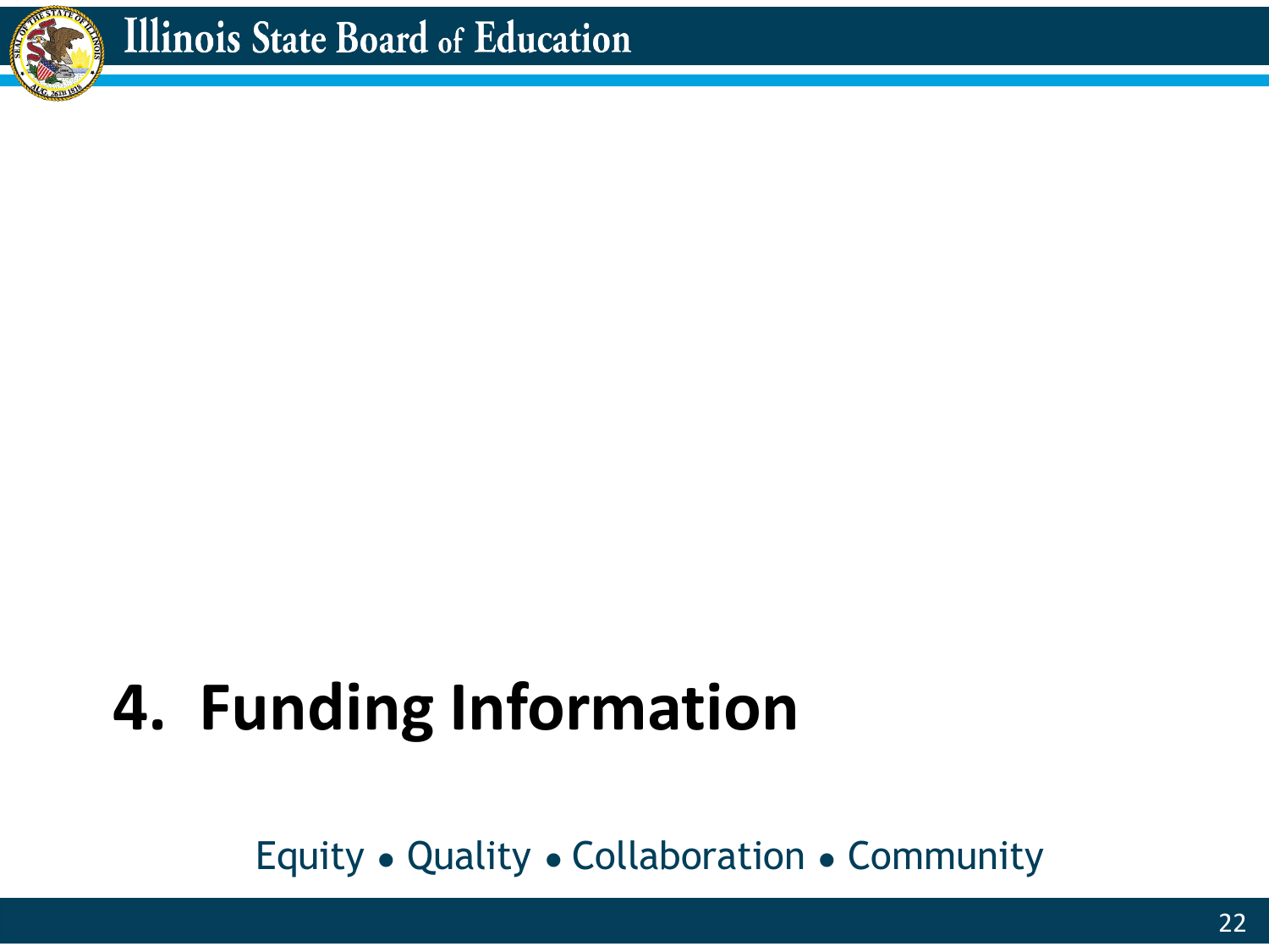# 4. Funding Information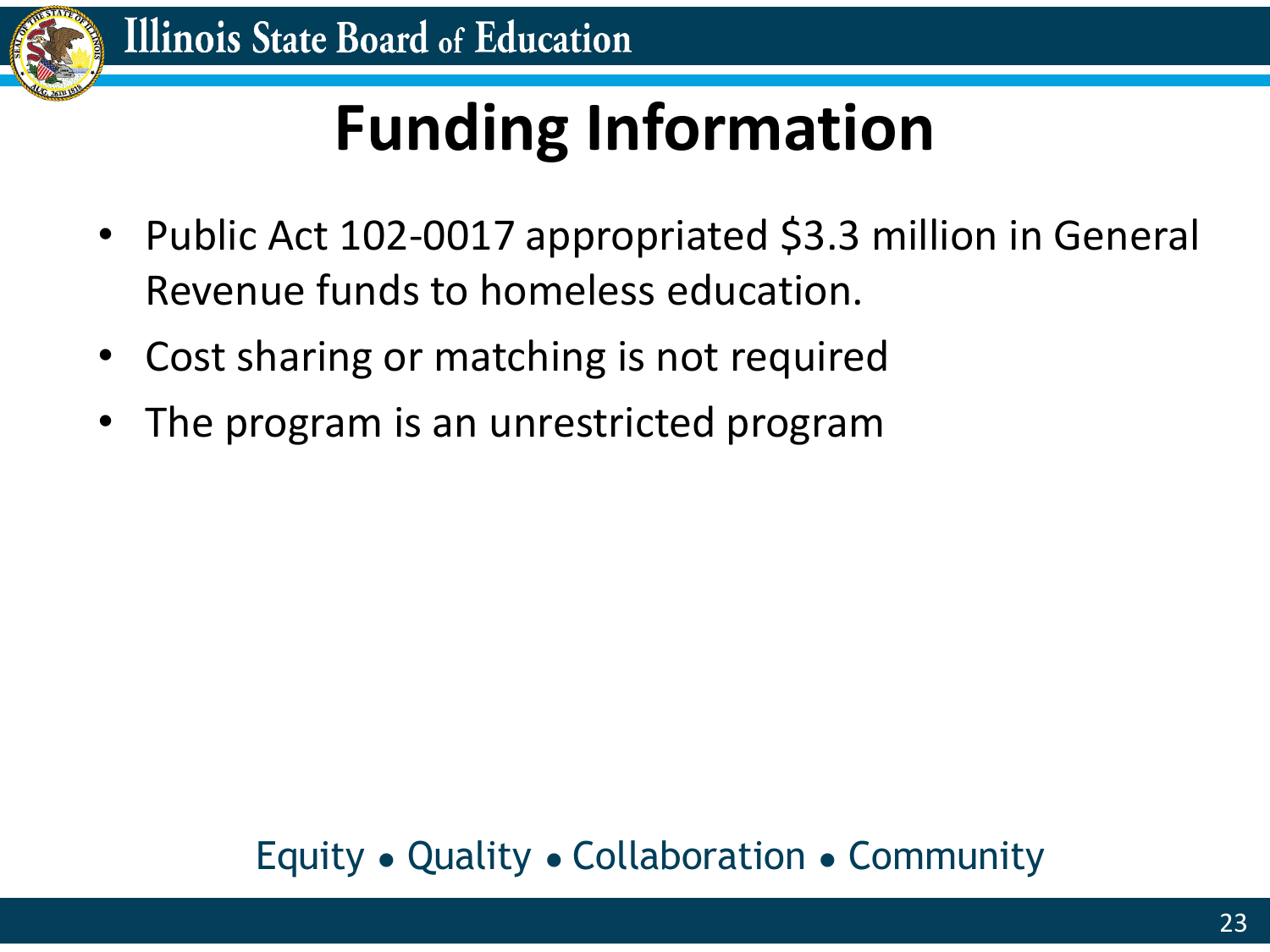# Funding Information

- Public Act 102-0017 appropriated $3.3 million in General Revenue funds to homeless education.
- Cost sharing or matching is not required
- The program is an unrestricted program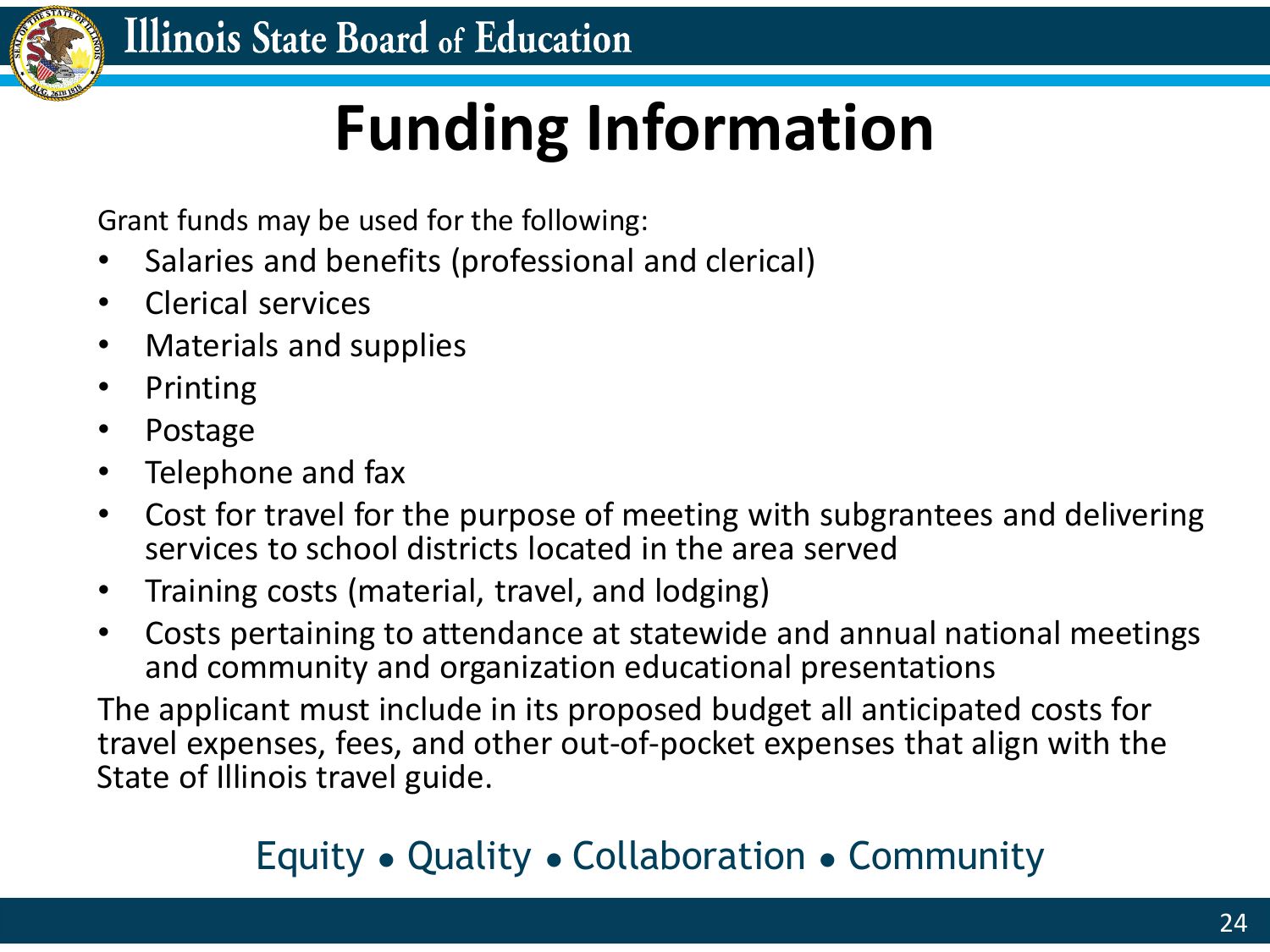# Funding Information

Grant funds may be used for the following:

- Salaries and benefits (professional and clerical)
- Clerical services
- Materials and supplies
- Printing
- Postage
- Telephone and fax
- Cost for travel for the purpose of meeting with subgrantees and delivering services to school districts located in the area served
- Training costs (material, travel, and lodging)
- Costs pertaining to attendance at statewide and annual national meetings and community and organization educational presentations

The applicant must include in its proposed budget all anticipated costs for travel expenses, fees, and other out-of-pocket expenses that align with the State of Illinois travel guide.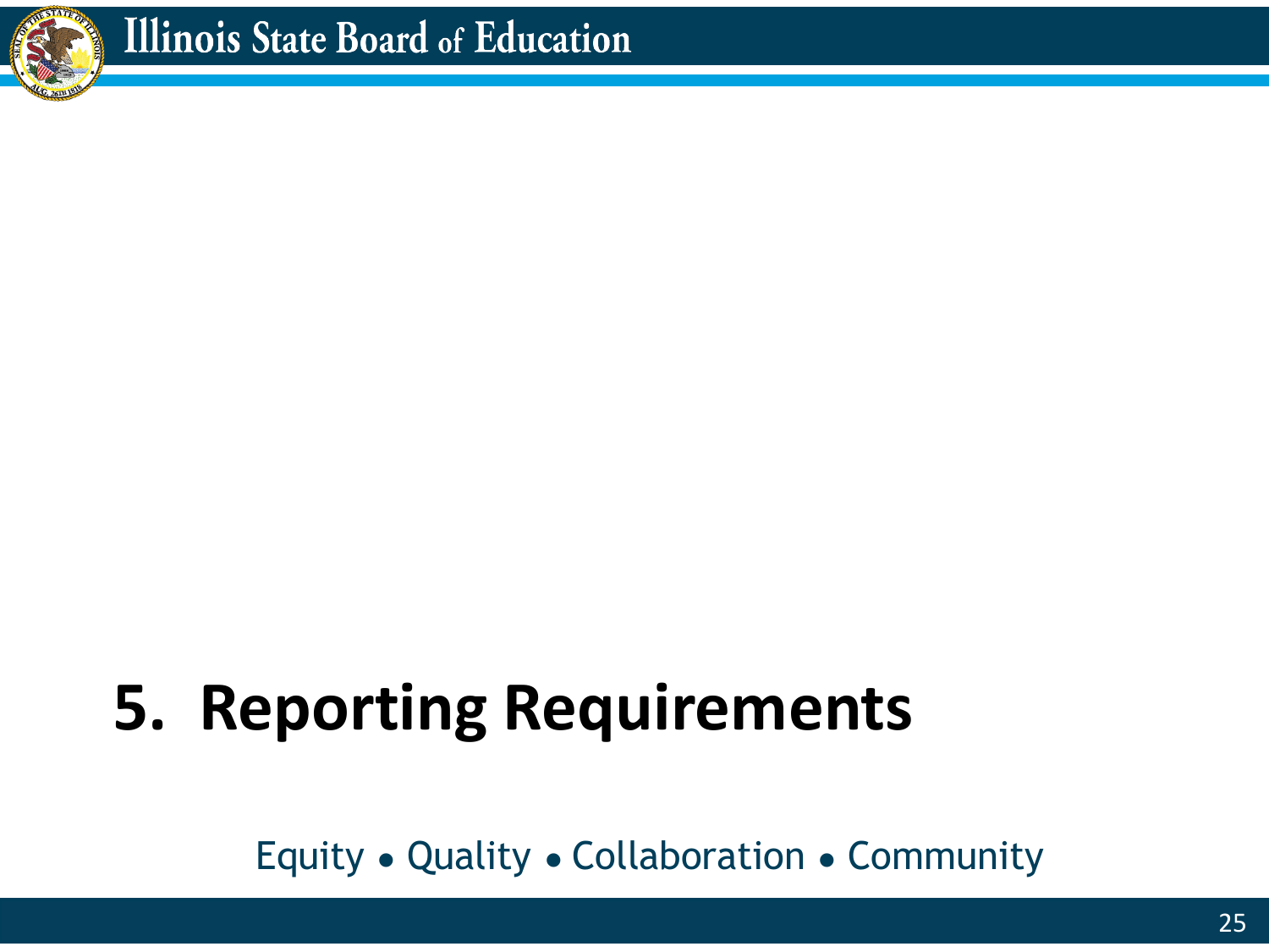# 5. Reporting Requirements

Equity • Quality • Collaboration • Community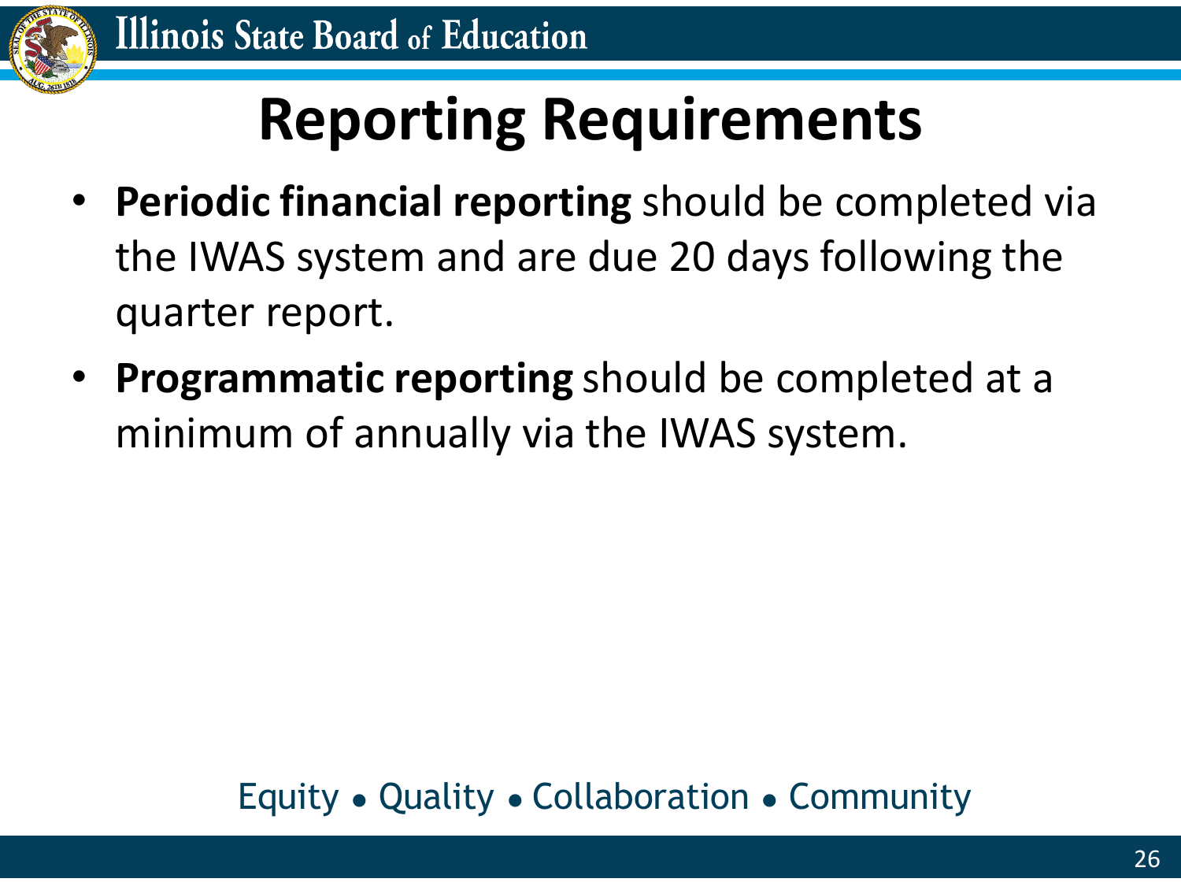# Reporting Requirements

- **Periodic financial reporting** should be completed via the IWAS system and are due 20 days following the quarter report.
- **Programmatic reporting** should be completed at a minimum of annually via the IWAS system.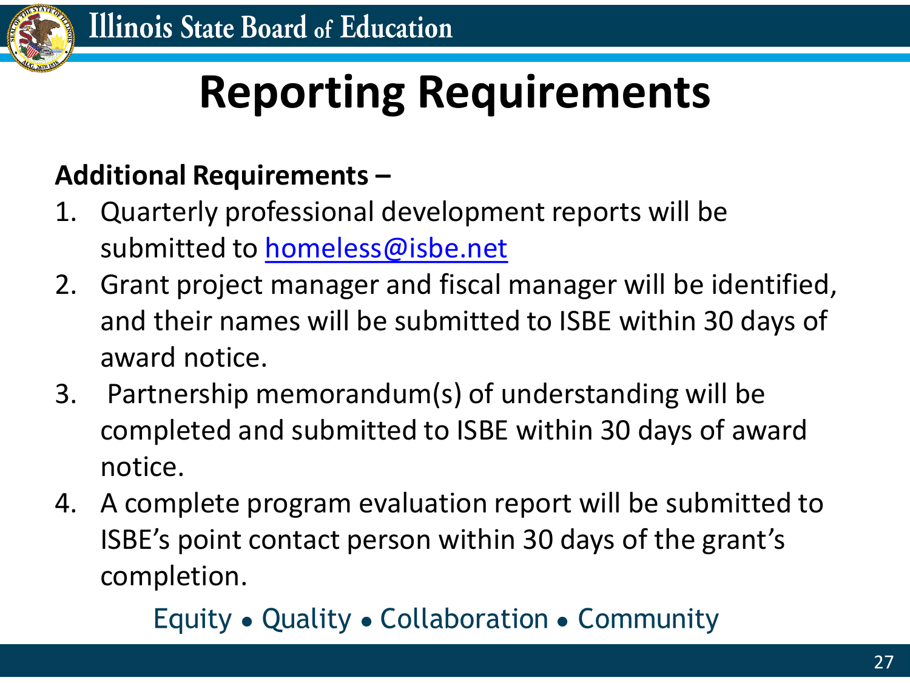# Reporting Requirements

**Additional Requirements –**

1. Quarterly professional development reports will be submitted to homeless@isbe.net
2. Grant project manager and fiscal manager will be identified, and their names will be submitted to ISBE within 30 days of award notice.
3. Partnership memorandum(s) of understanding will be completed and submitted to ISBE within 30 days of award notice.
4. A complete program evaluation report will be submitted to ISBE's point contact person within 30 days of the grant's completion.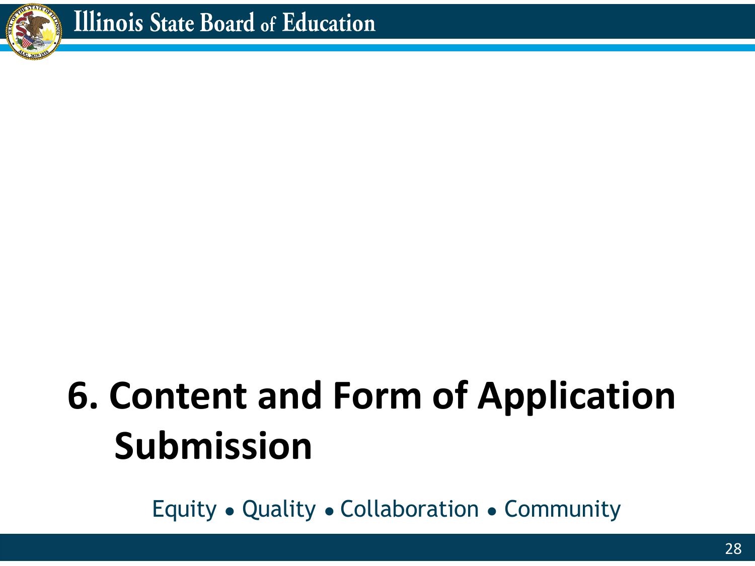# 6. Content and Form of Application Submission

Equity • Quality • Collaboration • Community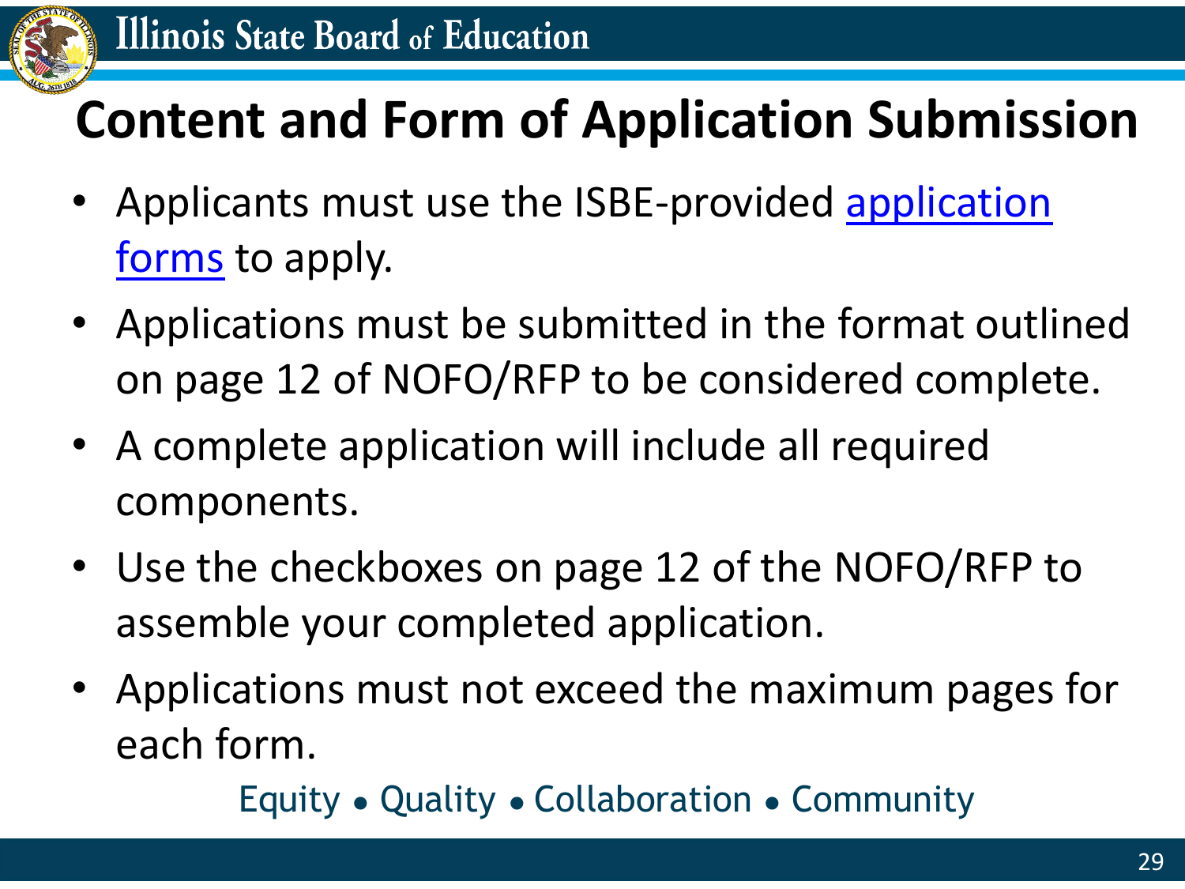# Content and Form of Application Submission

- Applicants must use the ISBE-provided application forms to apply.
- Applications must be submitted in the format outlined on page 12 of NOFO/RFP to be considered complete.
- A complete application will include all required components.
- Use the checkboxes on page 12 of the NOFO/RFP to assemble your completed application.
- Applications must not exceed the maximum pages for each form.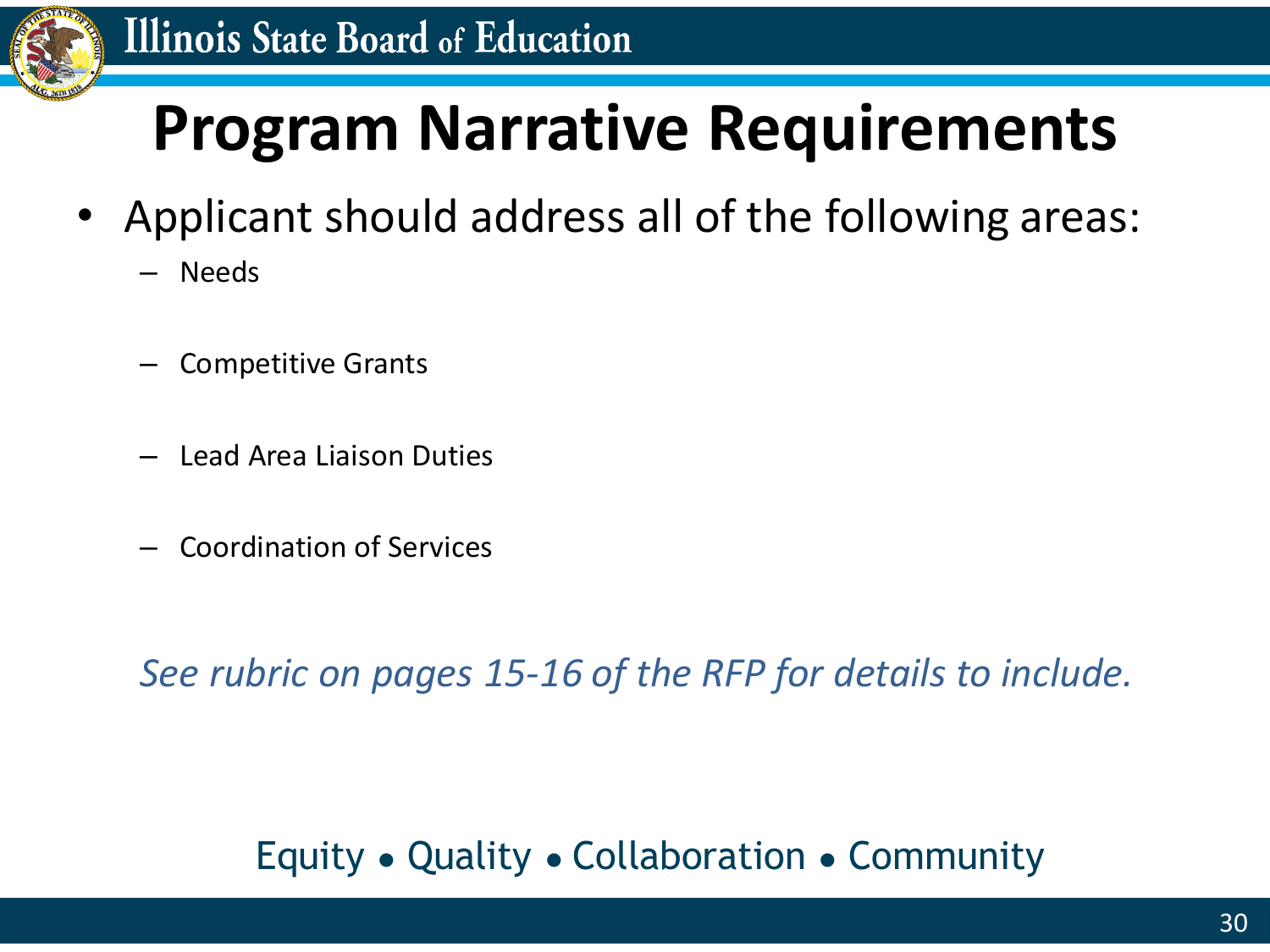# Program Narrative Requirements

- Applicant should address all of the following areas:
  - Needs
  - Competitive Grants
  - Lead Area Liaison Duties
  - Coordination of Services

*See rubric on pages 15-16 of the RFP for details to include.*

Equity • Quality • Collaboration • Community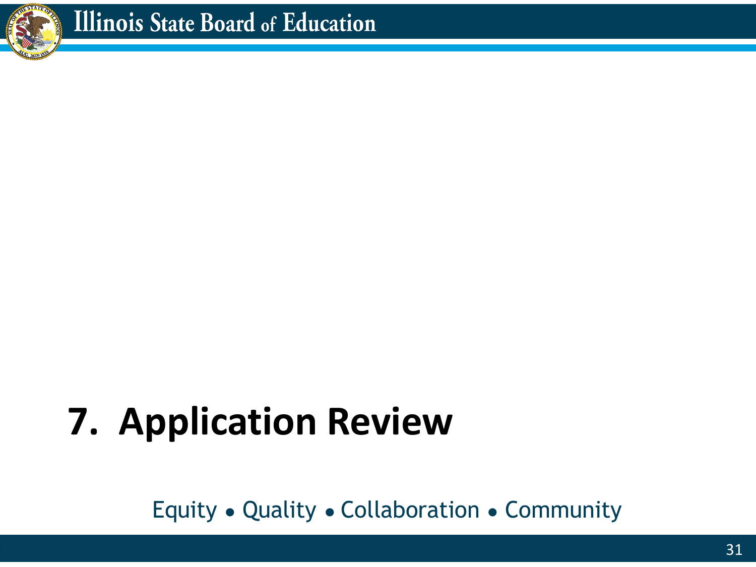# 7. Application Review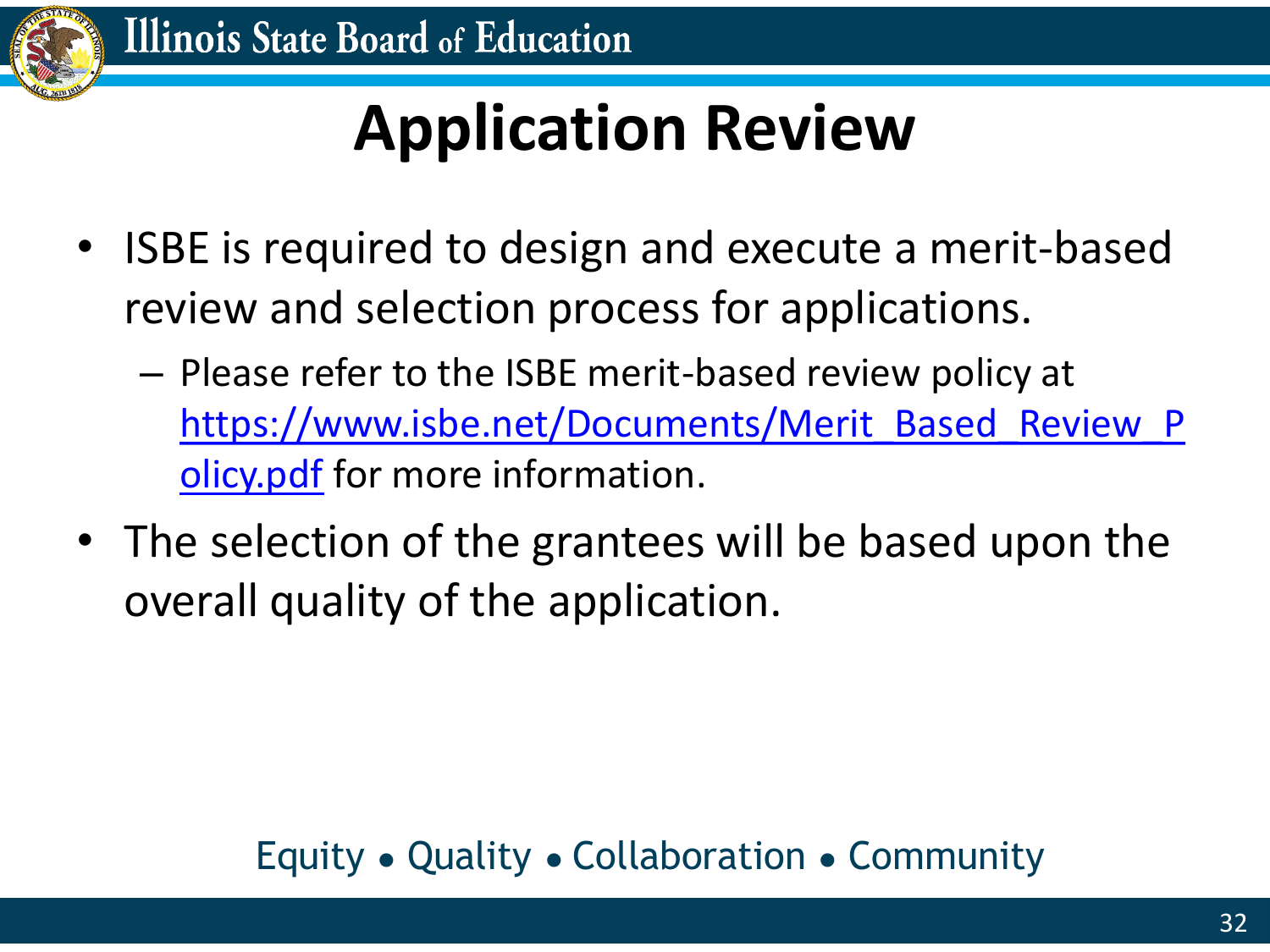# Application Review

- ISBE is required to design and execute a merit-based review and selection process for applications.
  - Please refer to the ISBE merit-based review policy at [https://www.isbe.net/Documents/Merit_Based_Review_Policy.pdf](https://www.isbe.net/Documents/Merit_Based_Review_Policy.pdf) for more information.
- The selection of the grantees will be based upon the overall quality of the application.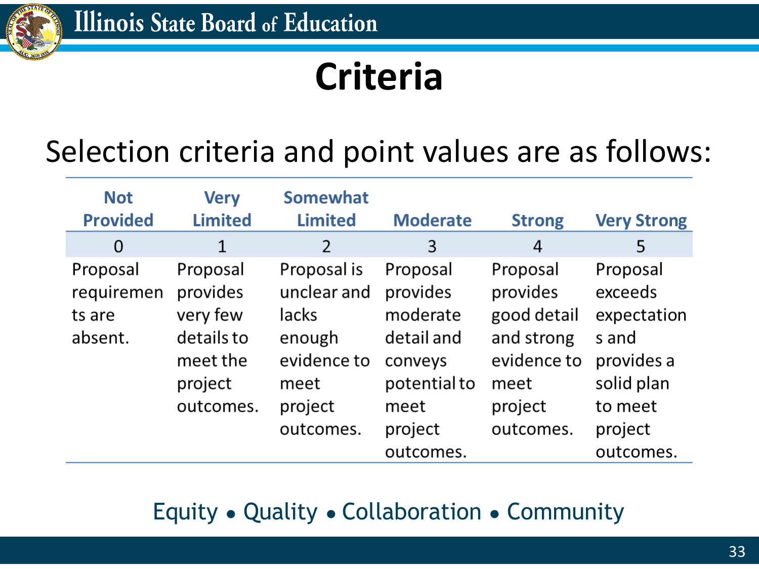# Criteria

Selection criteria and point values are as follows:

| Not Provided | Very Limited | Somewhat Limited | Moderate | Strong | Very Strong |
|---|---|---|---|---|---|
| 0 | 1 | 2 | 3 | 4 | 5 |
| Proposal requirements are absent. | Proposal provides very few details to meet the project outcomes. | Proposal is unclear and lacks enough evidence to meet project outcomes. | Proposal provides moderate detail and conveys potential to meet project outcomes. | Proposal provides good detail and strong evidence to meet project outcomes. | Proposal exceeds expectations and provides a solid plan to meet project outcomes. |

Equity • Quality • Collaboration • Community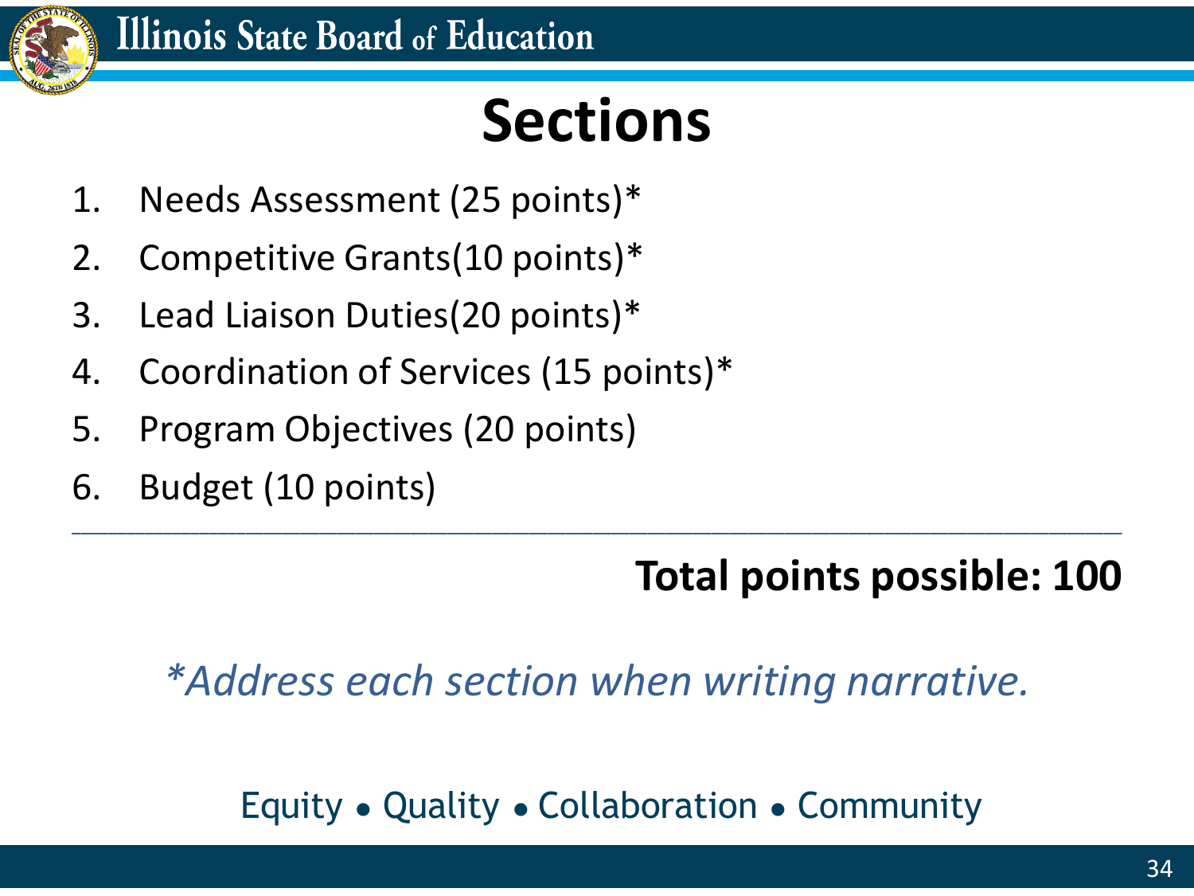# Sections

1. Needs Assessment (25 points)*
2. Competitive Grants(10 points)*
3. Lead Liaison Duties(20 points)*
4. Coordination of Services (15 points)*
5. Program Objectives (20 points)
6. Budget (10 points)

---

**Total points possible: 100**

**\***_Address each section when writing narrative._

Equity • Quality • Collaboration • Community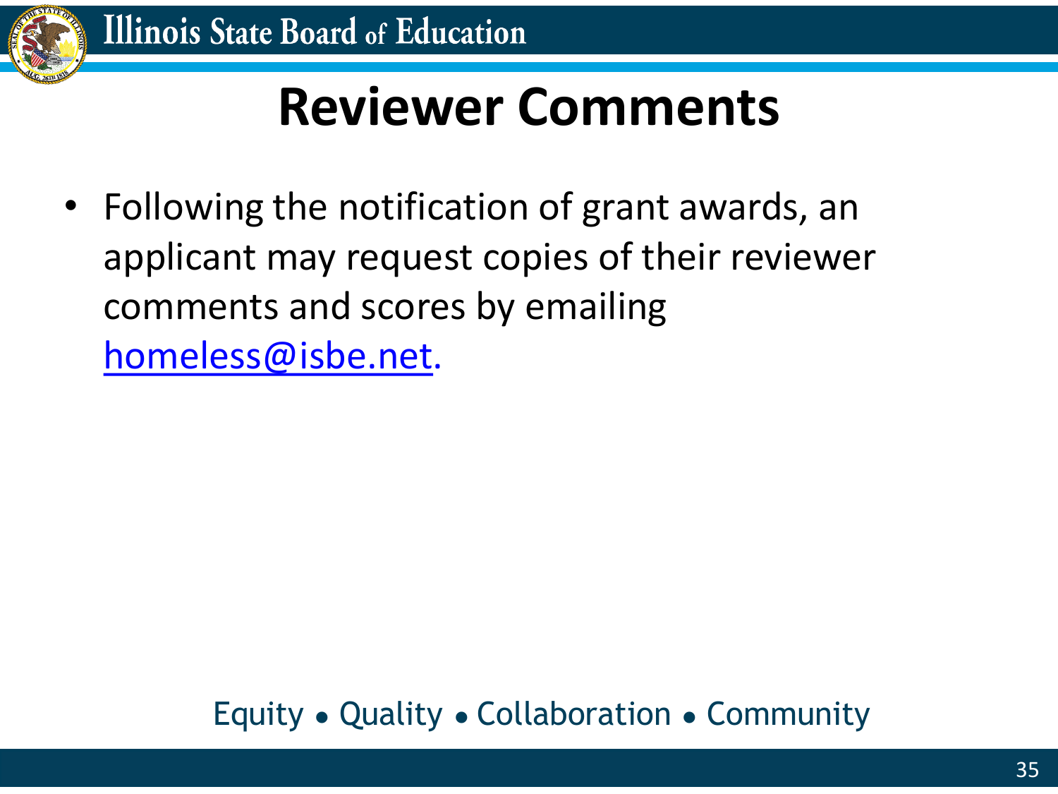# Reviewer Comments

- Following the notification of grant awards, an applicant may request copies of their reviewer comments and scores by emailing homeless@isbe.net.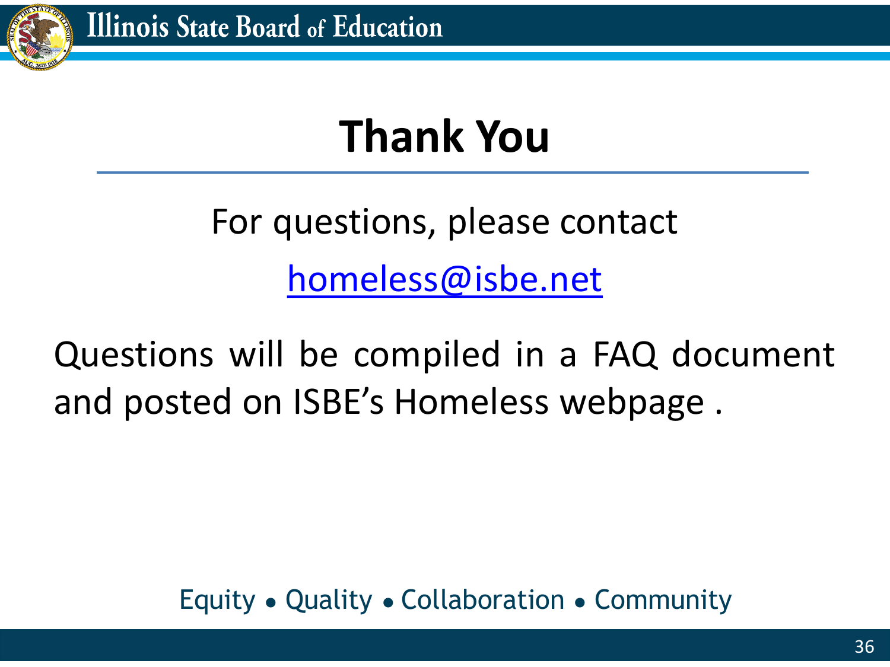# Thank You

For questions, please contact

[homeless@isbe.net](mailto:homeless@isbe.net)

Questions will be compiled in a FAQ document and posted on ISBE's Homeless webpage .